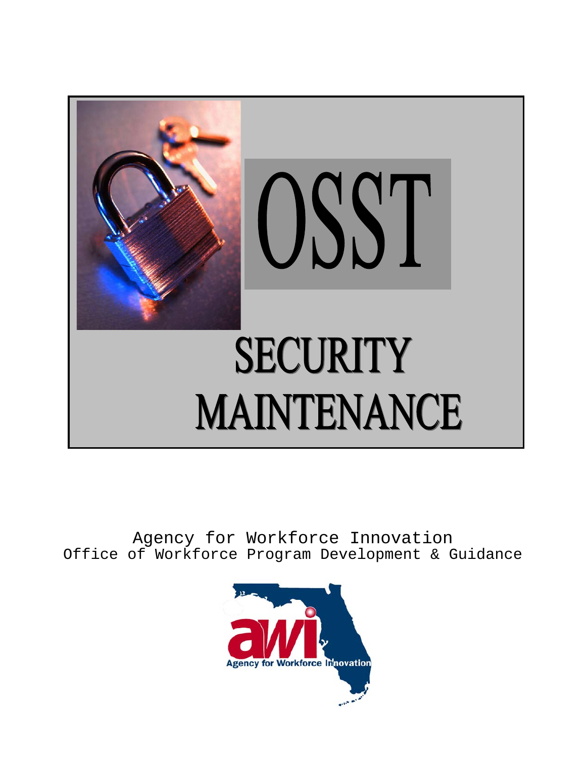# OSST

# SECURITY MAINTENANCE

Agency for Workforce Innovation
Office of Workforce Program Development & Guidance

Agency for Workforce Innovation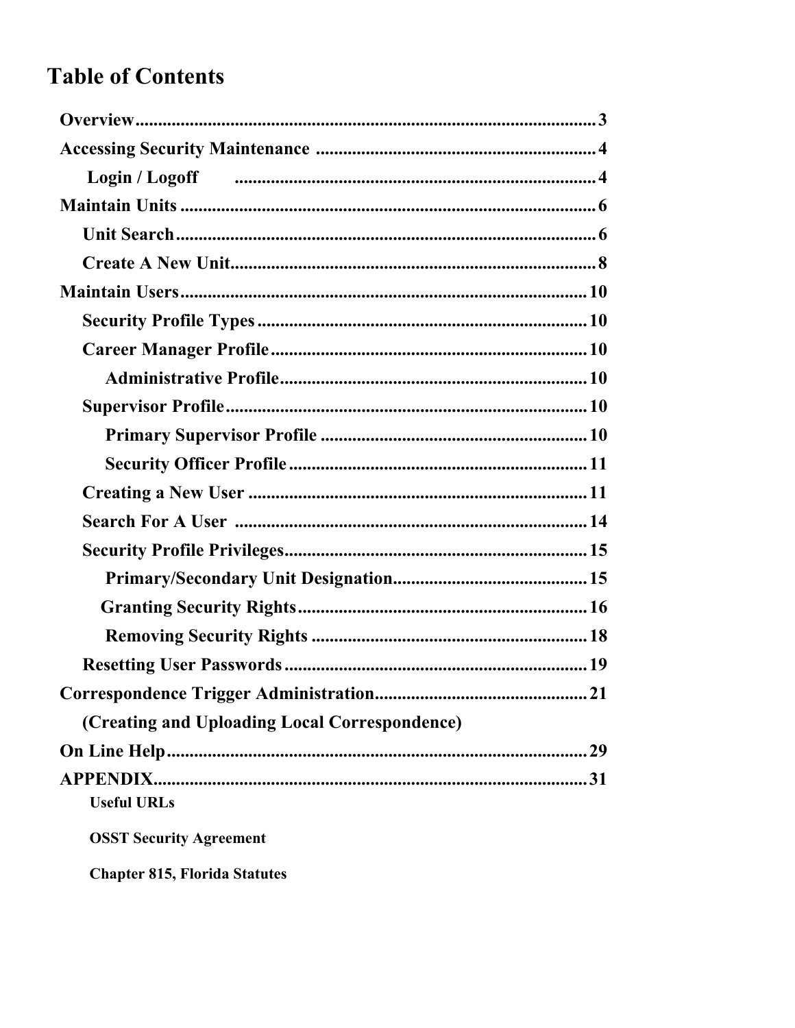# Table of Contents

**Overview** ........................................................................................................ 3

**Accessing Security Maintenance** .............................................................. 4

- **Login / Logoff** ........................................................................................ 4

**Maintain Units** ............................................................................................ 6

- **Unit Search** ............................................................................................ 6
- **Create A New Unit** .................................................................................. 8

**Maintain Users** ............................................................................................ 10

- **Security Profile Types** .......................................................................... 10
- **Career Manager Profile** ........................................................................ 10
  - **Administrative Profile** ..................................................................... 10
- **Supervisor Profile** ................................................................................ 10
  - **Primary Supervisor Profile** ............................................................ 10
  - **Security Officer Profile** ................................................................... 11
- **Creating a New User** ............................................................................ 11
- **Search For A User** ................................................................................ 14
- **Security Profile Privileges** .................................................................... 15
  - **Primary/Secondary Unit Designation** ............................................ 15
  - **Granting Security Rights** ................................................................ 16
  - **Removing Security Rights** .............................................................. 18
- **Resetting User Passwords** .................................................................... 19

**Correspondence Trigger Administration** ................................................. 21

- **(Creating and Uploading Local Correspondence)**

**On Line Help** ............................................................................................... 29

**APPENDIX** .................................................................................................. 31

- **Useful URLs**
- **OSST Security Agreement**
- **Chapter 815, Florida Statutes**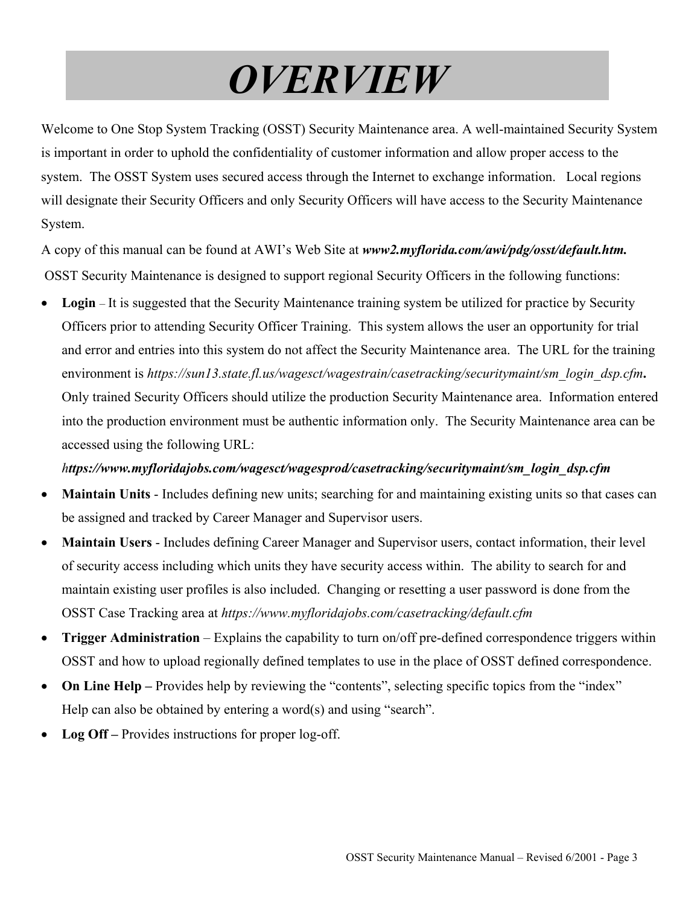# *OVERVIEW*

Welcome to One Stop System Tracking (OSST) Security Maintenance area. A well-maintained Security System is important in order to uphold the confidentiality of customer information and allow proper access to the system. The OSST System uses secured access through the Internet to exchange information. Local regions will designate their Security Officers and only Security Officers will have access to the Security Maintenance System.

A copy of this manual can be found at AWI's Web Site at ***www2.myflorida.com/awi/pdg/osst/default.htm.***

OSST Security Maintenance is designed to support regional Security Officers in the following functions:

- **Login** – It is suggested that the Security Maintenance training system be utilized for practice by Security Officers prior to attending Security Officer Training. This system allows the user an opportunity for trial and error and entries into this system do not affect the Security Maintenance area. The URL for the training environment is *https://sun13.state.fl.us/wagesct/wagestrain/casetracking/securitymaint/sm_login_dsp.cfm***.** Only trained Security Officers should utilize the production Security Maintenance area. Information entered into the production environment must be authentic information only. The Security Maintenance area can be accessed using the following URL:
  *h**ttps://www.myfloridajobs.com/wagesct/wagesprod/casetracking/securitymaint/sm_login_dsp.cfm***
- **Maintain Units** - Includes defining new units; searching for and maintaining existing units so that cases can be assigned and tracked by Career Manager and Supervisor users.
- **Maintain Users** - Includes defining Career Manager and Supervisor users, contact information, their level of security access including which units they have security access within. The ability to search for and maintain existing user profiles is also included. Changing or resetting a user password is done from the OSST Case Tracking area at *https://www.myfloridajobs.com/casetracking/default.cfm*
- **Trigger Administration** – Explains the capability to turn on/off pre-defined correspondence triggers within OSST and how to upload regionally defined templates to use in the place of OSST defined correspondence.
- **On Line Help –** Provides help by reviewing the "contents", selecting specific topics from the "index" Help can also be obtained by entering a word(s) and using "search".
- **Log Off –** Provides instructions for proper log-off.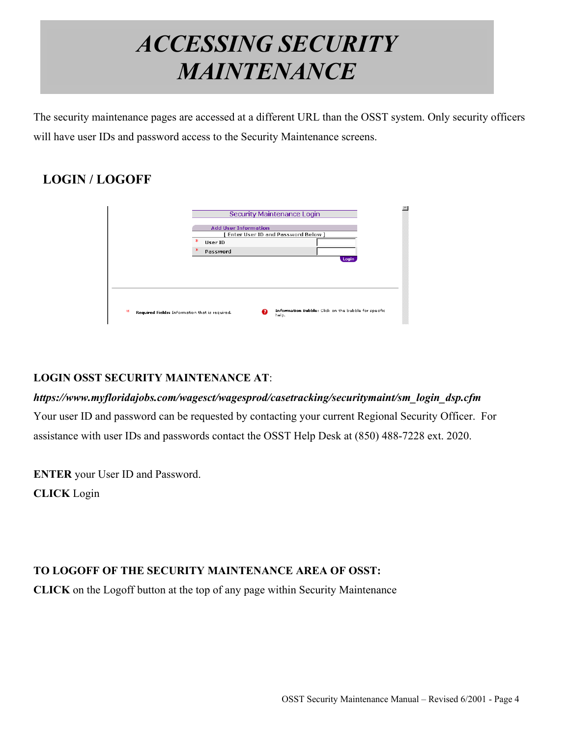# ACCESSING SECURITY MAINTENANCE

The security maintenance pages are accessed at a different URL than the OSST system. Only security officers will have user IDs and password access to the Security Maintenance screens.

## LOGIN / LOGOFF

**LOGIN OSST SECURITY MAINTENANCE AT**:

***https://www.myfloridajobs.com/wagesct/wagesprod/casetracking/securitymaint/sm_login_dsp.cfm***

Your user ID and password can be requested by contacting your current Regional Security Officer. For assistance with user IDs and passwords contact the OSST Help Desk at (850) 488-7228 ext. 2020.

**ENTER** your User ID and Password.

**CLICK** Login

**TO LOGOFF OF THE SECURITY MAINTENANCE AREA OF OSST:**

**CLICK** on the Logoff button at the top of any page within Security Maintenance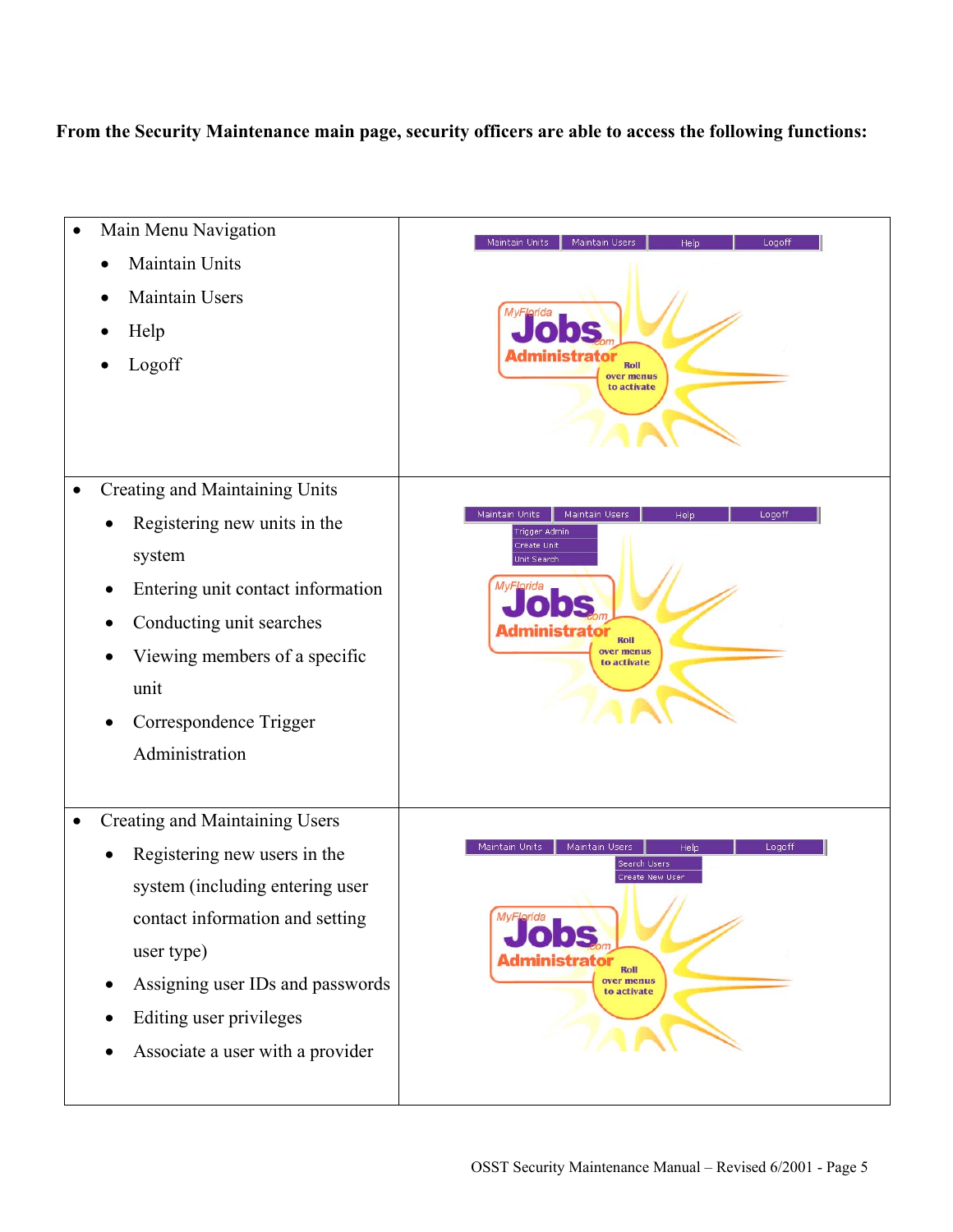**From the Security Maintenance main page, security officers are able to access the following functions:**

- Main Menu Navigation
  - Maintain Units
  - Maintain Users
  - Help
  - Logoff

- Creating and Maintaining Units
  - Registering new units in the system
  - Entering unit contact information
  - Conducting unit searches
  - Viewing members of a specific unit
  - Correspondence Trigger Administration

- Creating and Maintaining Users
  - Registering new users in the system (including entering user contact information and setting user type)
  - Assigning user IDs and passwords
  - Editing user privileges
  - Associate a user with a provider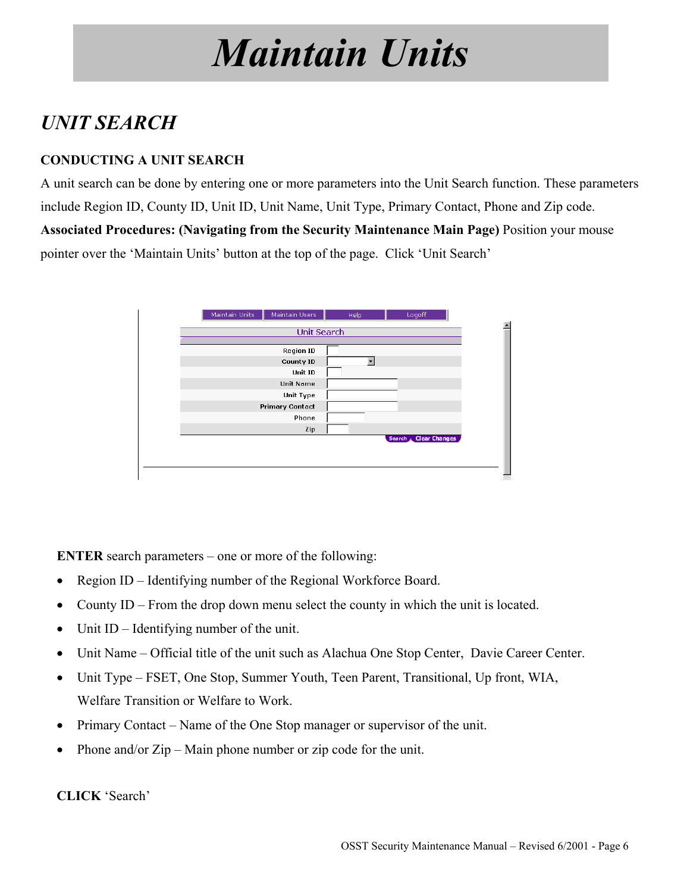# *Maintain Units*

## *UNIT SEARCH*

### CONDUCTING A UNIT SEARCH

A unit search can be done by entering one or more parameters into the Unit Search function. These parameters include Region ID, County ID, Unit ID, Unit Name, Unit Type, Primary Contact, Phone and Zip code.

**Associated Procedures: (Navigating from the Security Maintenance Main Page)** Position your mouse pointer over the 'Maintain Units' button at the top of the page. Click 'Unit Search'

**ENTER** search parameters – one or more of the following:

- Region ID – Identifying number of the Regional Workforce Board.
- County ID – From the drop down menu select the county in which the unit is located.
- Unit ID – Identifying number of the unit.
- Unit Name – Official title of the unit such as Alachua One Stop Center, Davie Career Center.
- Unit Type – FSET, One Stop, Summer Youth, Teen Parent, Transitional, Up front, WIA, Welfare Transition or Welfare to Work.
- Primary Contact – Name of the One Stop manager or supervisor of the unit.
- Phone and/or Zip – Main phone number or zip code for the unit.

**CLICK** 'Search'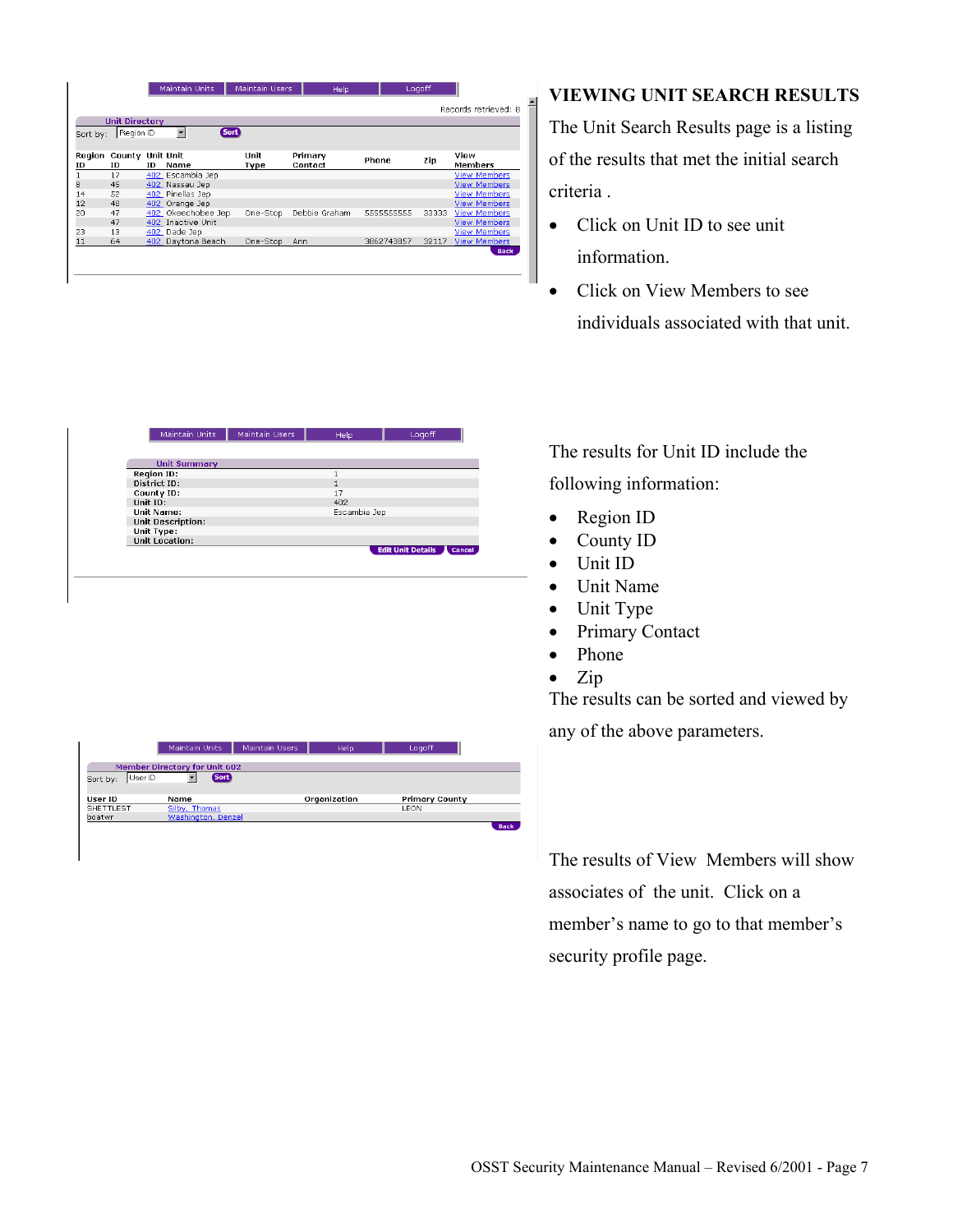## VIEWING UNIT SEARCH RESULTS

Maintain Units | Maintain Users | Help | Logoff

Records retrieved: 8

**Unit Directory**

Sort by: Region ID [Sort]

| Region ID | County ID | Unit ID | Unit Name | Unit Type | Primary Contact | Phone | Zip | View Members |
|---|---|---|---|---|---|---|---|---|
| 1 | 17 | 402 | Escambia Jep | | | | | View Members |
| 8 | 45 | 402 | Nassau Jep | | | | | View Members |
| 14 | 52 | 402 | Pinellas Jep | | | | | View Members |
| 12 | 48 | 402 | Orange Jep | | | | | View Members |
| 20 | 47 | 402 | Okeechobee Jep | One-Stop | Debbie Graham | 5555555555 | 33333 | View Members |
| | 47 | 402 | Inactive Unit | | | | | View Members |
| 23 | 13 | 402 | Dade Jep | | | | | View Members |
| 11 | 64 | 402 | Daytona Beach | One-Stop | Ann | 3862743857 | 32117 | View Members |

[Back]

The Unit Search Results page is a listing of the results that met the initial search criteria .

- Click on Unit ID to see unit information.
- Click on View Members to see individuals associated with that unit.

Maintain Units | Maintain Users | Help | Logoff

**Unit Summary**

| | |
|---|---|
| **Region ID:** | 1 |
| **District ID:** | 1 |
| **County ID:** | 17 |
| **Unit ID:** | 402 |
| **Unit Name:** | Escambia Jep |
| **Unit Description:** | |
| **Unit Type:** | |
| **Unit Location:** | |

[Edit Unit Details] [Cancel]

The results for Unit ID include the following information:

- Region ID
- County ID
- Unit ID
- Unit Name
- Unit Type
- Primary Contact
- Phone
- Zip

The results can be sorted and viewed by any of the above parameters.

Maintain Units | Maintain Users | Help | Logoff

**Member Directory for Unit 602**

Sort by: User ID [Sort]

| User ID | Name | Organization | Primary County |
|---|---|---|---|
| SHETTLEST | Silby, Thomas | | LEON |
| boatwr | Washington, Denzel | | |

[Back]

The results of View Members will show associates of the unit. Click on a member's name to go to that member's security profile page.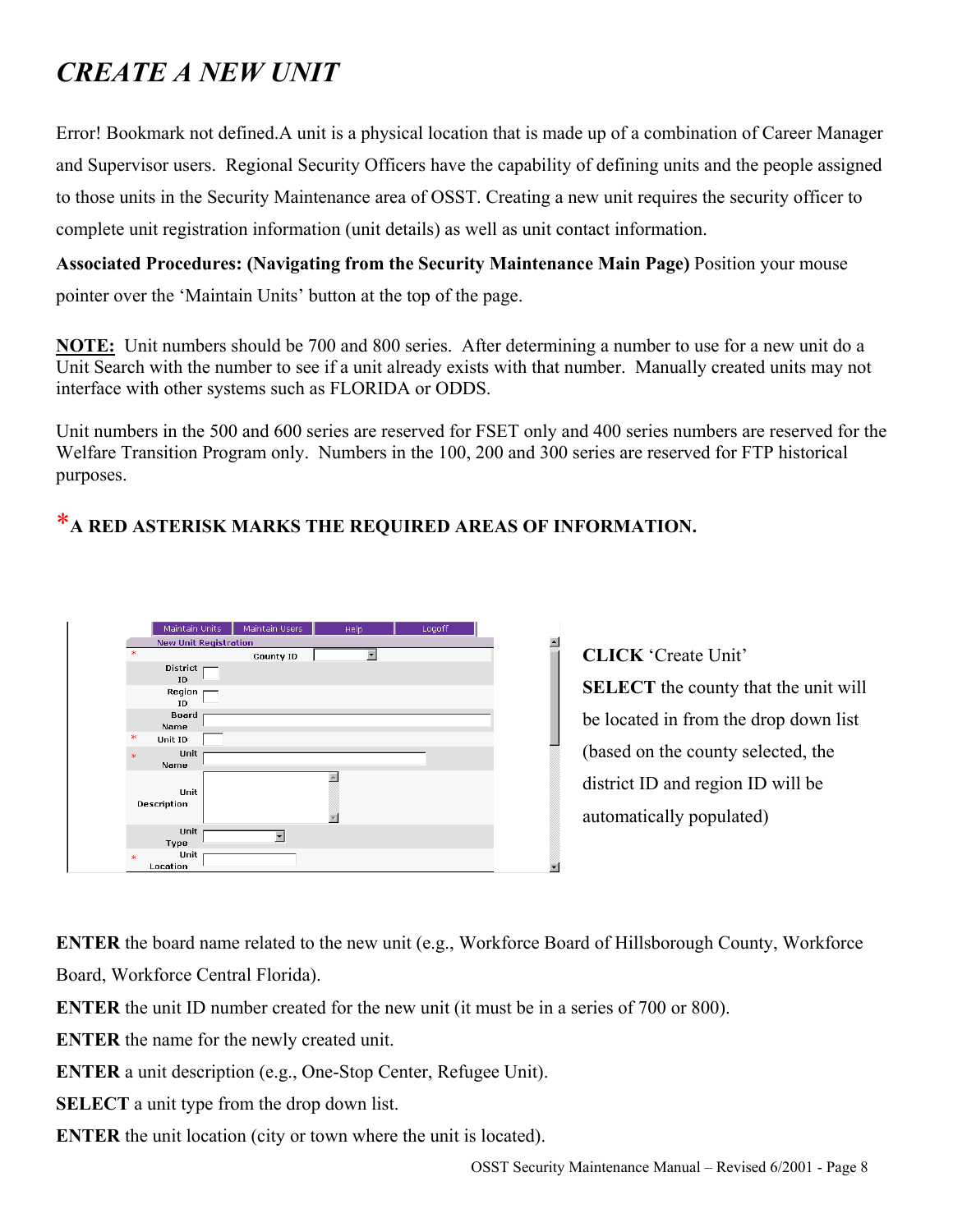# *CREATE A NEW UNIT*

Error! Bookmark not defined.A unit is a physical location that is made up of a combination of Career Manager and Supervisor users. Regional Security Officers have the capability of defining units and the people assigned to those units in the Security Maintenance area of OSST. Creating a new unit requires the security officer to complete unit registration information (unit details) as well as unit contact information.

**Associated Procedures: (Navigating from the Security Maintenance Main Page)** Position your mouse pointer over the 'Maintain Units' button at the top of the page.

**NOTE:** Unit numbers should be 700 and 800 series. After determining a number to use for a new unit do a Unit Search with the number to see if a unit already exists with that number. Manually created units may not interface with other systems such as FLORIDA or ODDS.

Unit numbers in the 500 and 600 series are reserved for FSET only and 400 series numbers are reserved for the Welfare Transition Program only. Numbers in the 100, 200 and 300 series are reserved for FTP historical purposes.

**\*A RED ASTERISK MARKS THE REQUIRED AREAS OF INFORMATION.**

**CLICK** 'Create Unit'

**SELECT** the county that the unit will be located in from the drop down list (based on the county selected, the district ID and region ID will be automatically populated)

**ENTER** the board name related to the new unit (e.g., Workforce Board of Hillsborough County, Workforce Board, Workforce Central Florida).

**ENTER** the unit ID number created for the new unit (it must be in a series of 700 or 800).

**ENTER** the name for the newly created unit.

**ENTER** a unit description (e.g., One-Stop Center, Refugee Unit).

**SELECT** a unit type from the drop down list.

**ENTER** the unit location (city or town where the unit is located).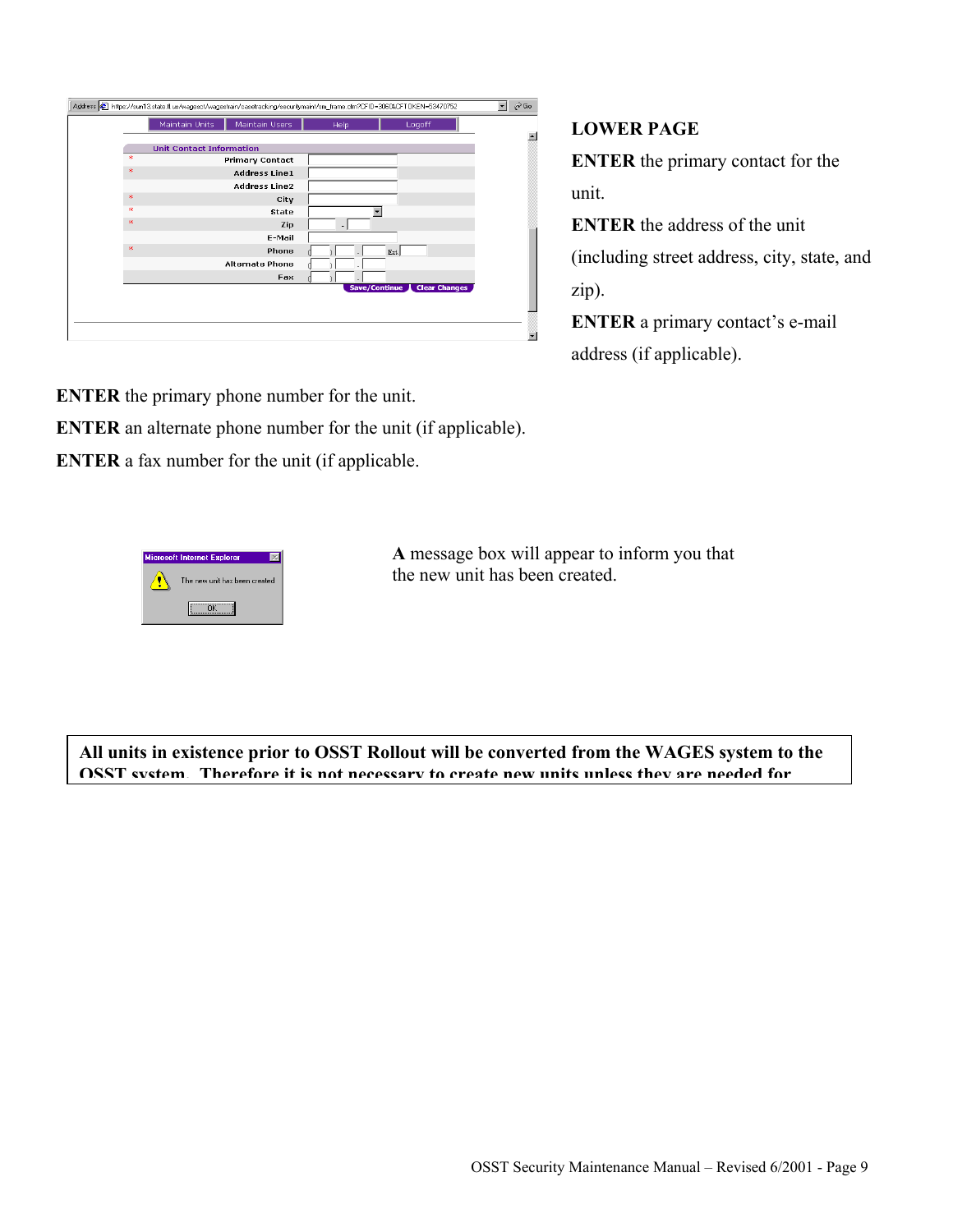**LOWER PAGE**

**ENTER** the primary contact for the unit.

**ENTER** the address of the unit (including street address, city, state, and zip).

**ENTER** a primary contact's e-mail address (if applicable).

**ENTER** the primary phone number for the unit.

**ENTER** an alternate phone number for the unit (if applicable).

**ENTER** a fax number for the unit (if applicable.

**A** message box will appear to inform you that the new unit has been created.

**All units in existence prior to OSST Rollout will be converted from the WAGES system to the OSST system. Therefore it is not necessary to create new units unless they are needed for**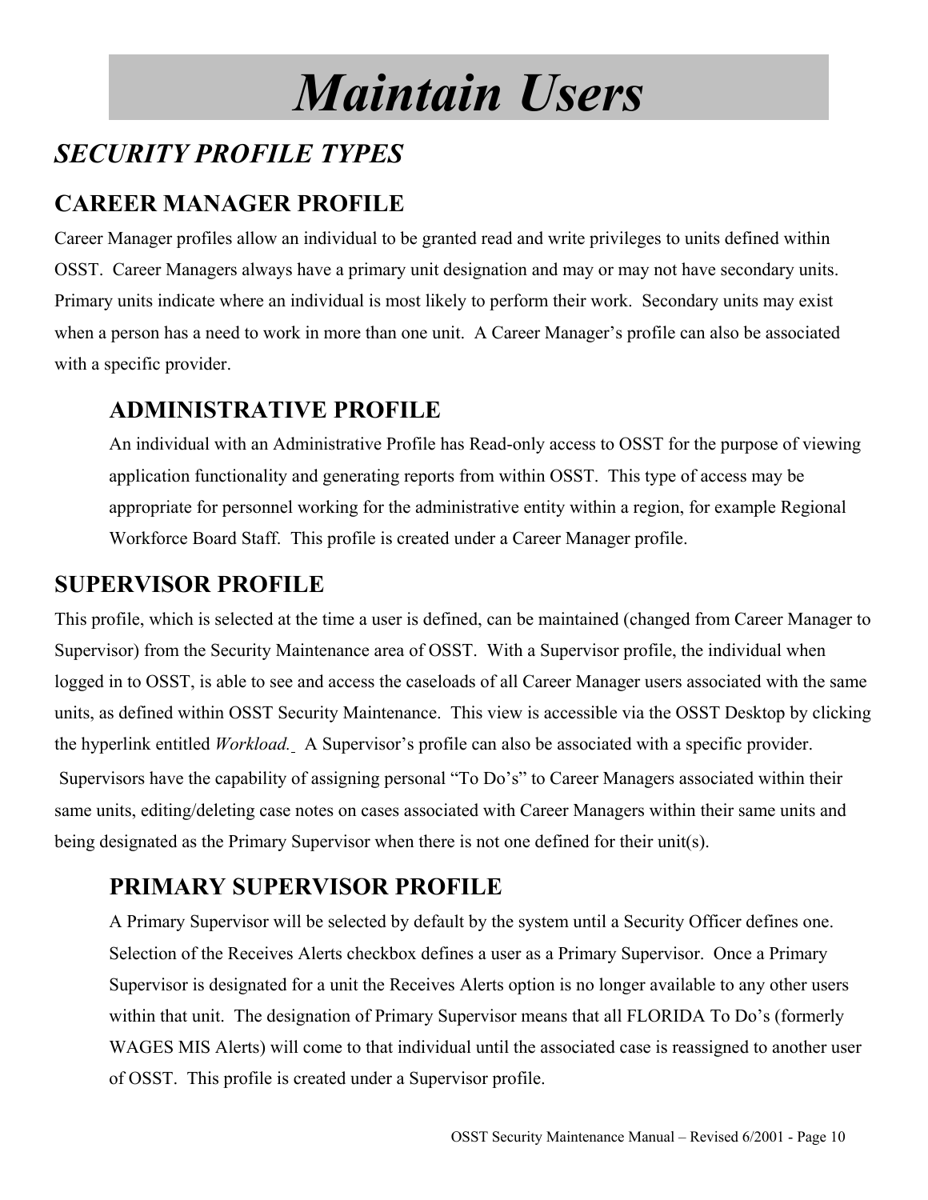# Maintain Users

## *SECURITY PROFILE TYPES*

### CAREER MANAGER PROFILE

Career Manager profiles allow an individual to be granted read and write privileges to units defined within OSST. Career Managers always have a primary unit designation and may or may not have secondary units. Primary units indicate where an individual is most likely to perform their work. Secondary units may exist when a person has a need to work in more than one unit. A Career Manager's profile can also be associated with a specific provider.

#### ADMINISTRATIVE PROFILE

An individual with an Administrative Profile has Read-only access to OSST for the purpose of viewing application functionality and generating reports from within OSST. This type of access may be appropriate for personnel working for the administrative entity within a region, for example Regional Workforce Board Staff. This profile is created under a Career Manager profile.

### SUPERVISOR PROFILE

This profile, which is selected at the time a user is defined, can be maintained (changed from Career Manager to Supervisor) from the Security Maintenance area of OSST. With a Supervisor profile, the individual when logged in to OSST, is able to see and access the caseloads of all Career Manager users associated with the same units, as defined within OSST Security Maintenance. This view is accessible via the OSST Desktop by clicking the hyperlink entitled *Workload.* A Supervisor's profile can also be associated with a specific provider.

Supervisors have the capability of assigning personal "To Do's" to Career Managers associated within their same units, editing/deleting case notes on cases associated with Career Managers within their same units and being designated as the Primary Supervisor when there is not one defined for their unit(s).

#### PRIMARY SUPERVISOR PROFILE

A Primary Supervisor will be selected by default by the system until a Security Officer defines one. Selection of the Receives Alerts checkbox defines a user as a Primary Supervisor. Once a Primary Supervisor is designated for a unit the Receives Alerts option is no longer available to any other users within that unit. The designation of Primary Supervisor means that all FLORIDA To Do's (formerly WAGES MIS Alerts) will come to that individual until the associated case is reassigned to another user of OSST. This profile is created under a Supervisor profile.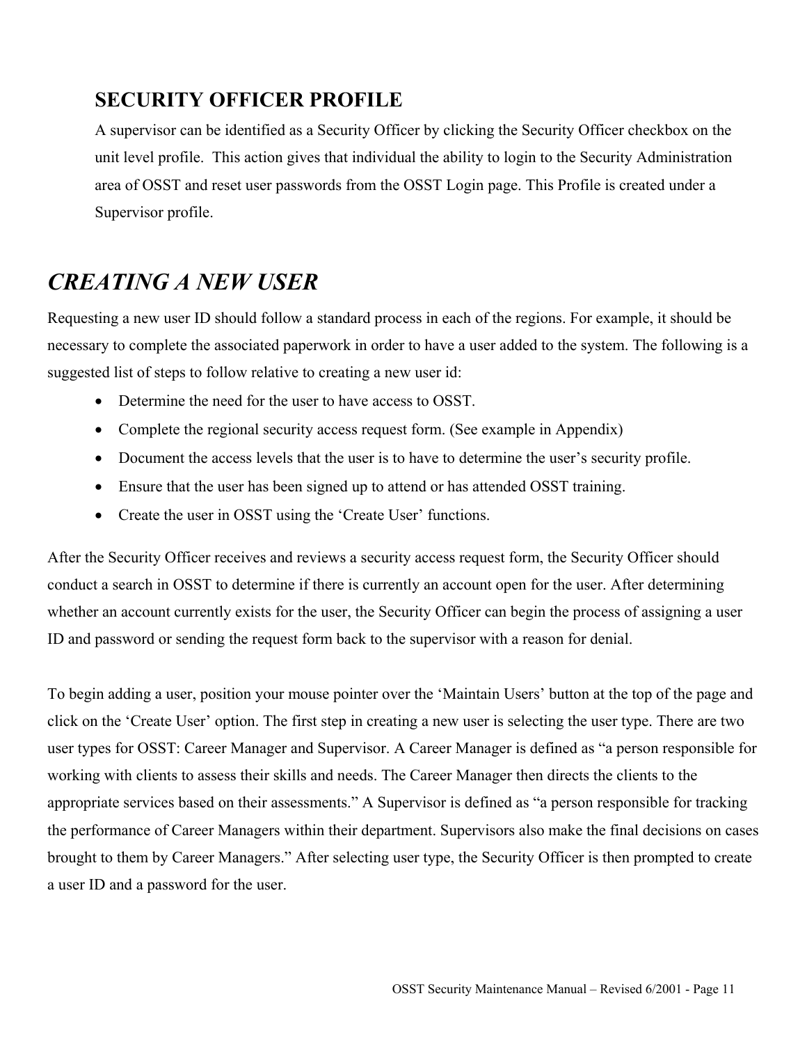### SECURITY OFFICER PROFILE

A supervisor can be identified as a Security Officer by clicking the Security Officer checkbox on the unit level profile.  This action gives that individual the ability to login to the Security Administration area of OSST and reset user passwords from the OSST Login page. This Profile is created under a Supervisor profile.

## *CREATING A NEW USER*

Requesting a new user ID should follow a standard process in each of the regions. For example, it should be necessary to complete the associated paperwork in order to have a user added to the system. The following is a suggested list of steps to follow relative to creating a new user id:

- Determine the need for the user to have access to OSST.
- Complete the regional security access request form. (See example in Appendix)
- Document the access levels that the user is to have to determine the user's security profile.
- Ensure that the user has been signed up to attend or has attended OSST training.
- Create the user in OSST using the 'Create User' functions.

After the Security Officer receives and reviews a security access request form, the Security Officer should conduct a search in OSST to determine if there is currently an account open for the user. After determining whether an account currently exists for the user, the Security Officer can begin the process of assigning a user ID and password or sending the request form back to the supervisor with a reason for denial.

To begin adding a user, position your mouse pointer over the 'Maintain Users' button at the top of the page and click on the 'Create User' option. The first step in creating a new user is selecting the user type. There are two user types for OSST: Career Manager and Supervisor. A Career Manager is defined as "a person responsible for working with clients to assess their skills and needs. The Career Manager then directs the clients to the appropriate services based on their assessments." A Supervisor is defined as "a person responsible for tracking the performance of Career Managers within their department. Supervisors also make the final decisions on cases brought to them by Career Managers." After selecting user type, the Security Officer is then prompted to create a user ID and a password for the user.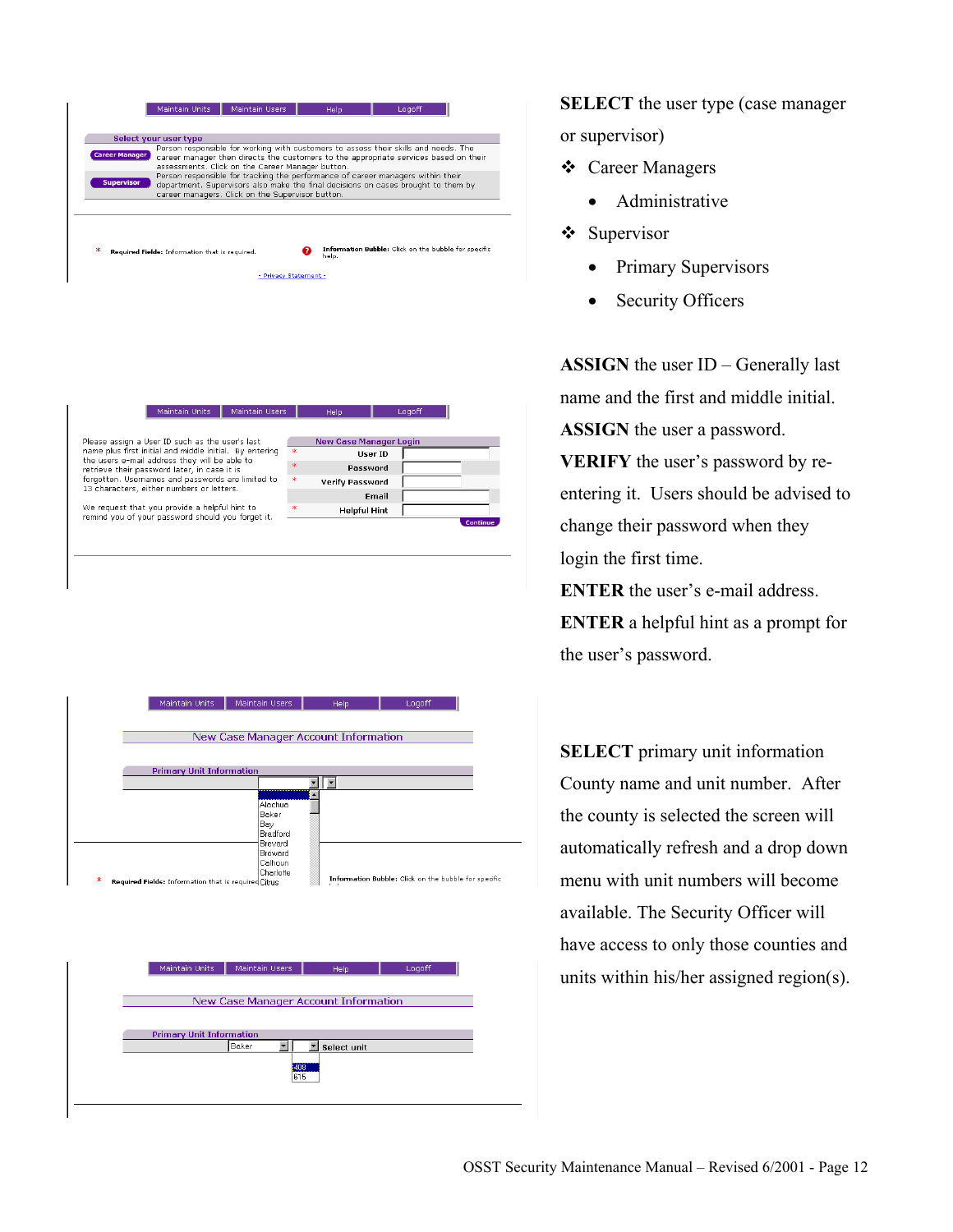**SELECT** the user type (case manager or supervisor)

- ❖ Career Managers
  - Administrative
- ❖ Supervisor
  - Primary Supervisors
  - Security Officers

Maintain Units | Maintain Users | Help | Logoff

**Select your user type**

**Career Manager** — Person responsible for working with customers to assess their skills and needs. The career manager then directs the customers to the appropriate services based on their assessments. Click on the Career Manager button.

**Supervisor** — Person responsible for tracking the performance of career managers within their department. Supervisors also make the final decisions on cases brought to them by career managers. Click on the Supervisor button.

\* **Required Fields:** Information that is required.

**Information Bubble:** Click on the bubble for specific help.

- Privacy Statement -

**ASSIGN** the user ID – Generally last name and the first and middle initial.

**ASSIGN** the user a password.

**VERIFY** the user's password by re-entering it. Users should be advised to change their password when they login the first time.

**ENTER** the user's e-mail address.

**ENTER** a helpful hint as a prompt for the user's password.

Maintain Units | Maintain Users | Help | Logoff

Please assign a User ID such as the user's last name plus first initial and middle initial. By entering the users e-mail address they will be able to retrieve their password later, in case it is forgotten. Usernames and passwords are limited to 13 characters, either numbers or letters.

We request that you provide a helpful hint to remind you of your password should you forget it.

**New Case Manager Login**

- \* User ID
- \* Password
- \* Verify Password
- Email
- \* Helpful Hint

Continue

**SELECT** primary unit information County name and unit number. After the county is selected the screen will automatically refresh and a drop down menu with unit numbers will become available. The Security Officer will have access to only those counties and units within his/her assigned region(s).

Maintain Units | Maintain Users | Help | Logoff

New Case Manager Account Information

**Primary Unit Information**

Alachua
Baker
Bay
Bradford
Brevard
Broward
Calhoun
Charlotte
Citrus

\* **Required Fields:** Information that is required

**Information Bubble:** Click on the bubble for specific

Maintain Units | Maintain Users | Help | Logoff

New Case Manager Account Information

**Primary Unit Information**

Baker — Select unit

408
615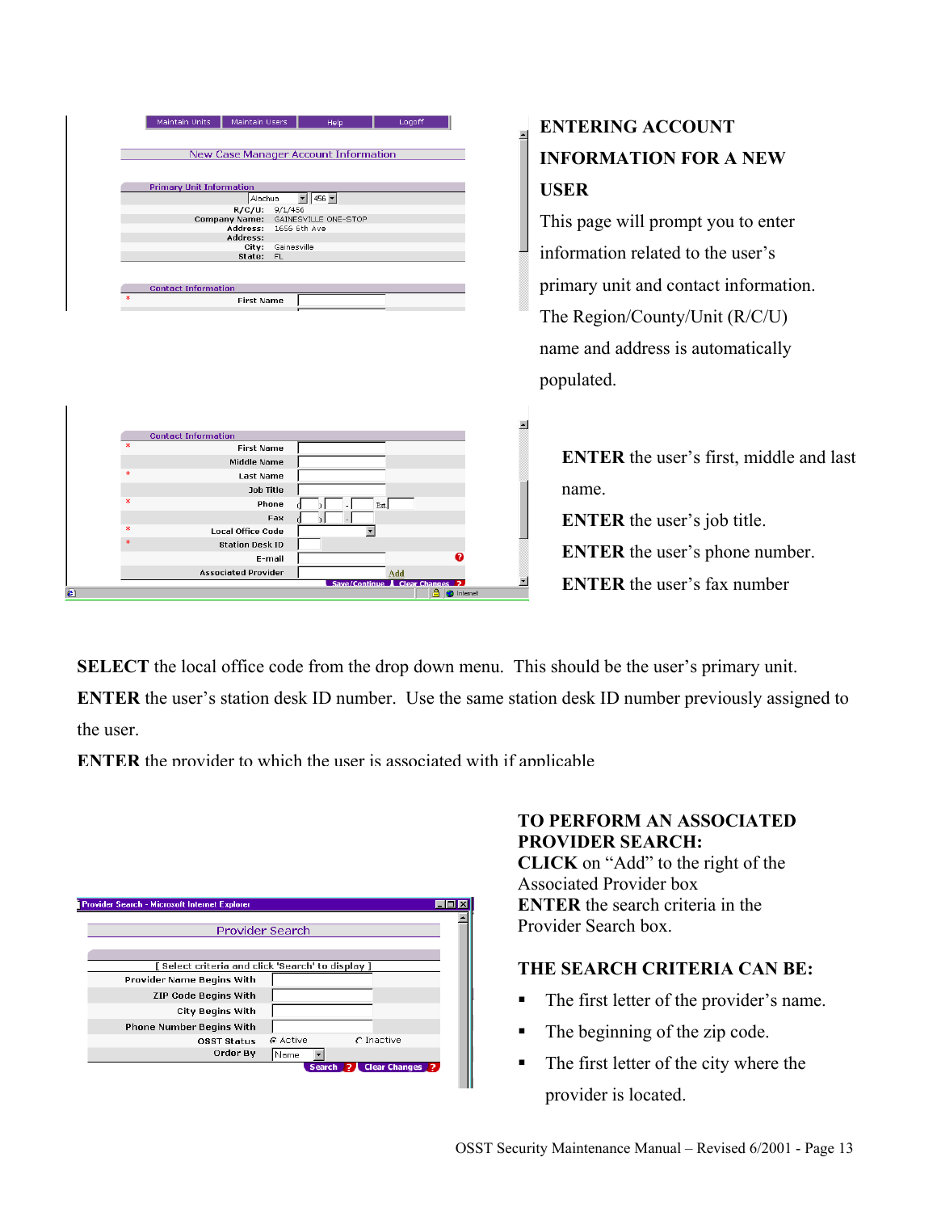## ENTERING ACCOUNT INFORMATION FOR A NEW USER

This page will prompt you to enter information related to the user's primary unit and contact information. The Region/County/Unit (R/C/U) name and address is automatically populated.

**ENTER** the user's first, middle and last name.

**ENTER** the user's job title.

**ENTER** the user's phone number.

**ENTER** the user's fax number

**SELECT** the local office code from the drop down menu. This should be the user's primary unit.

**ENTER** the user's station desk ID number. Use the same station desk ID number previously assigned to the user.

**ENTER** the provider to which the user is associated with if applicable

**TO PERFORM AN ASSOCIATED PROVIDER SEARCH:**

**CLICK** on "Add" to the right of the Associated Provider box

**ENTER** the search criteria in the Provider Search box.

**THE SEARCH CRITERIA CAN BE:**

- The first letter of the provider's name.
- The beginning of the zip code.
- The first letter of the city where the provider is located.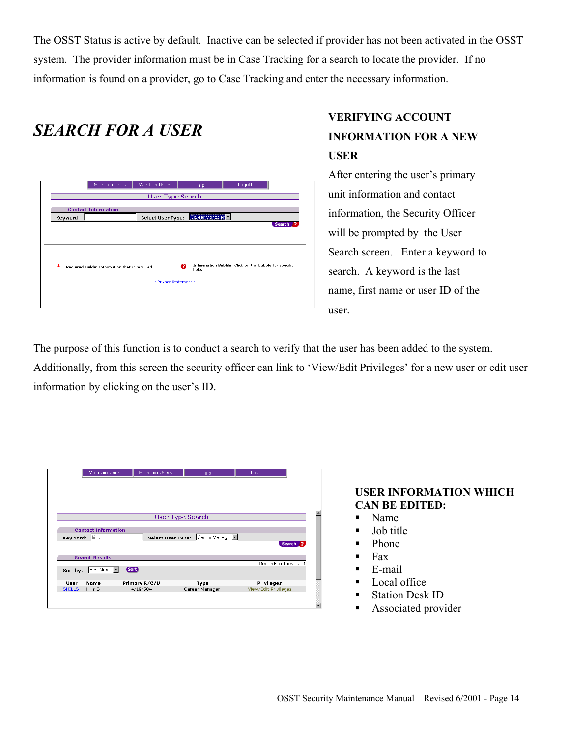The OSST Status is active by default. Inactive can be selected if provider has not been activated in the OSST system. The provider information must be in Case Tracking for a search to locate the provider. If no information is found on a provider, go to Case Tracking and enter the necessary information.

## *SEARCH FOR A USER*

### VERIFYING ACCOUNT INFORMATION FOR A NEW USER

After entering the user's primary unit information and contact information, the Security Officer will be prompted by the User Search screen. Enter a keyword to search. A keyword is the last name, first name or user ID of the user.

The purpose of this function is to conduct a search to verify that the user has been added to the system. Additionally, from this screen the security officer can link to 'View/Edit Privileges' for a new user or edit user information by clicking on the user's ID.

### USER INFORMATION WHICH CAN BE EDITED:

- Name
- Job title
- Phone
- Fax
- E-mail
- Local office
- Station Desk ID
- Associated provider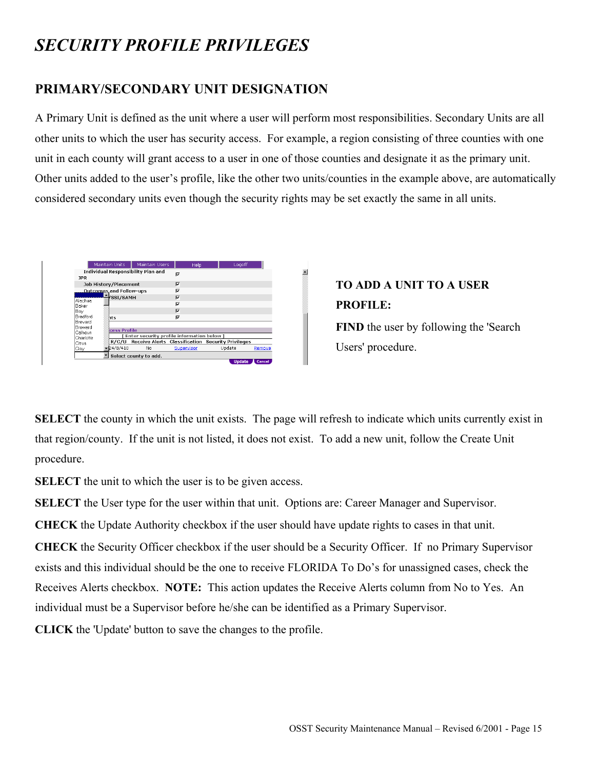# *SECURITY PROFILE PRIVILEGES*

## PRIMARY/SECONDARY UNIT DESIGNATION

A Primary Unit is defined as the unit where a user will perform most responsibilities. Secondary Units are all other units to which the user has security access. For example, a region consisting of three counties with one unit in each county will grant access to a user in one of those counties and designate it as the primary unit. Other units added to the user's profile, like the other two units/counties in the example above, are automatically considered secondary units even though the security rights may be set exactly the same in all units.

### TO ADD A UNIT TO A USER PROFILE:

**FIND** the user by following the 'Search Users' procedure.

**SELECT** the county in which the unit exists. The page will refresh to indicate which units currently exist in that region/county. If the unit is not listed, it does not exist. To add a new unit, follow the Create Unit procedure.

**SELECT** the unit to which the user is to be given access.

**SELECT** the User type for the user within that unit. Options are: Career Manager and Supervisor.

**CHECK** the Update Authority checkbox if the user should have update rights to cases in that unit.

**CHECK** the Security Officer checkbox if the user should be a Security Officer. If no Primary Supervisor exists and this individual should be the one to receive FLORIDA To Do's for unassigned cases, check the Receives Alerts checkbox. **NOTE:** This action updates the Receive Alerts column from No to Yes. An individual must be a Supervisor before he/she can be identified as a Primary Supervisor.

**CLICK** the 'Update' button to save the changes to the profile.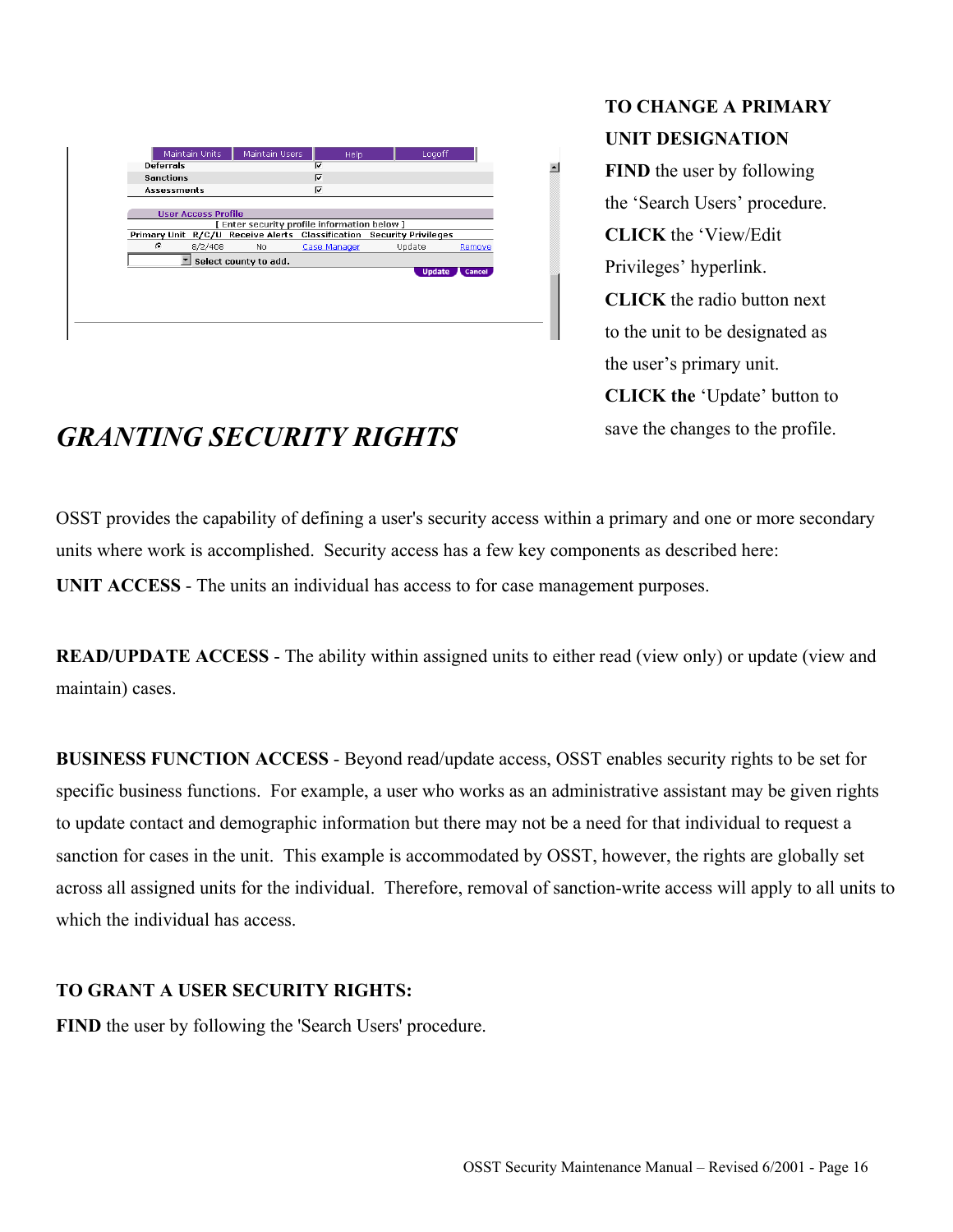**TO CHANGE A PRIMARY UNIT DESIGNATION**

**FIND** the user by following the 'Search Users' procedure.

**CLICK** the 'View/Edit Privileges' hyperlink.

**CLICK** the radio button next to the unit to be designated as the user's primary unit.

**CLICK the** 'Update' button to save the changes to the profile.

## *GRANTING SECURITY RIGHTS*

OSST provides the capability of defining a user's security access within a primary and one or more secondary units where work is accomplished. Security access has a few key components as described here:

**UNIT ACCESS** - The units an individual has access to for case management purposes.

**READ/UPDATE ACCESS** - The ability within assigned units to either read (view only) or update (view and maintain) cases.

**BUSINESS FUNCTION ACCESS** - Beyond read/update access, OSST enables security rights to be set for specific business functions. For example, a user who works as an administrative assistant may be given rights to update contact and demographic information but there may not be a need for that individual to request a sanction for cases in the unit. This example is accommodated by OSST, however, the rights are globally set across all assigned units for the individual. Therefore, removal of sanction-write access will apply to all units to which the individual has access.

**TO GRANT A USER SECURITY RIGHTS:**

**FIND** the user by following the 'Search Users' procedure.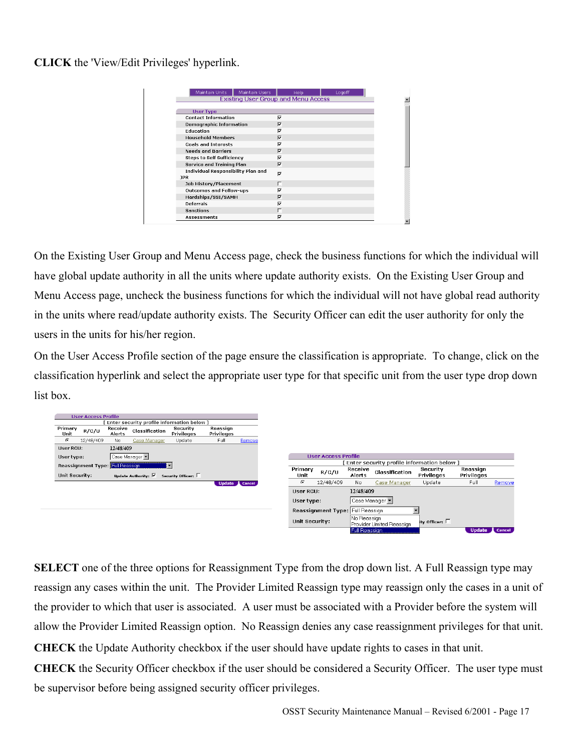**CLICK** the 'View/Edit Privileges' hyperlink.

On the Existing User Group and Menu Access page, check the business functions for which the individual will have global update authority in all the units where update authority exists. On the Existing User Group and Menu Access page, uncheck the business functions for which the individual will not have global read authority in the units where read/update authority exists. The Security Officer can edit the user authority for only the users in the units for his/her region.

On the User Access Profile section of the page ensure the classification is appropriate. To change, click on the classification hyperlink and select the appropriate user type for that specific unit from the user type drop down list box.

**SELECT** one of the three options for Reassignment Type from the drop down list. A Full Reassign type may reassign any cases within the unit. The Provider Limited Reassign type may reassign only the cases in a unit of the provider to which that user is associated. A user must be associated with a Provider before the system will allow the Provider Limited Reassign option. No Reassign denies any case reassignment privileges for that unit.

**CHECK** the Update Authority checkbox if the user should have update rights to cases in that unit.

**CHECK** the Security Officer checkbox if the user should be considered a Security Officer. The user type must be supervisor before being assigned security officer privileges.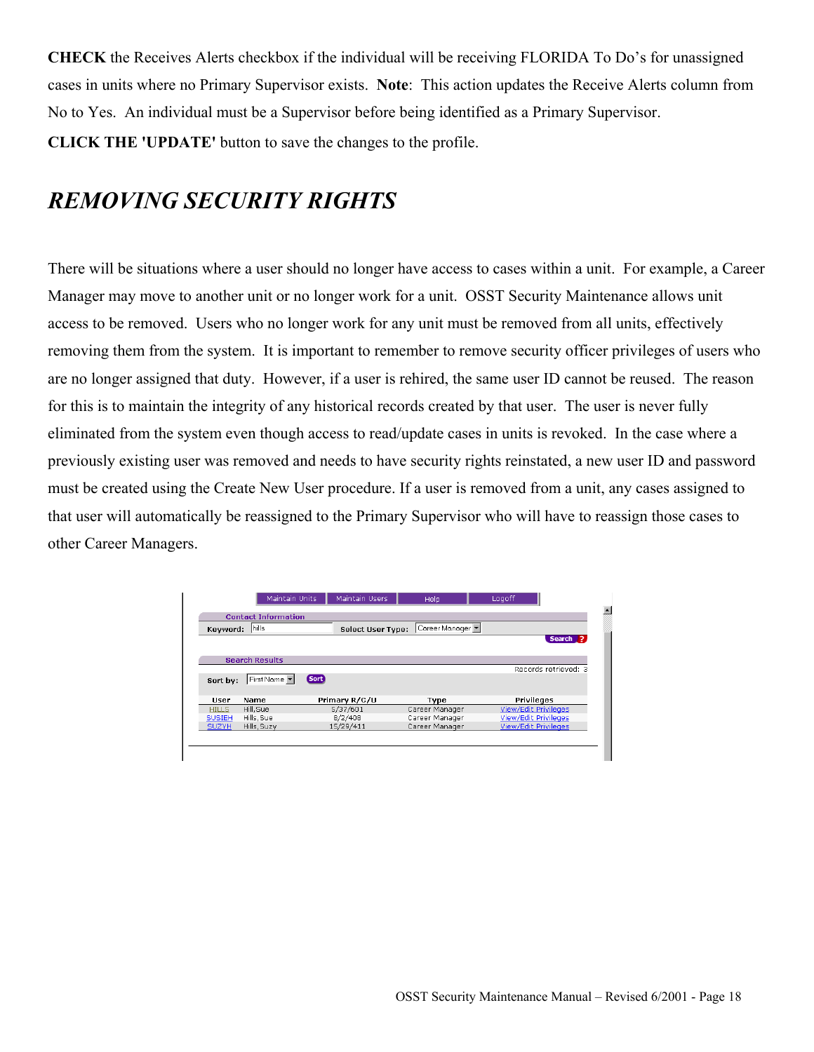**CHECK** the Receives Alerts checkbox if the individual will be receiving FLORIDA To Do's for unassigned cases in units where no Primary Supervisor exists. **Note**: This action updates the Receive Alerts column from No to Yes. An individual must be a Supervisor before being identified as a Primary Supervisor.

**CLICK THE 'UPDATE'** button to save the changes to the profile.

## *REMOVING SECURITY RIGHTS*

There will be situations where a user should no longer have access to cases within a unit. For example, a Career Manager may move to another unit or no longer work for a unit. OSST Security Maintenance allows unit access to be removed. Users who no longer work for any unit must be removed from all units, effectively removing them from the system. It is important to remember to remove security officer privileges of users who are no longer assigned that duty. However, if a user is rehired, the same user ID cannot be reused. The reason for this is to maintain the integrity of any historical records created by that user. The user is never fully eliminated from the system even though access to read/update cases in units is revoked. In the case where a previously existing user was removed and needs to have security rights reinstated, a new user ID and password must be created using the Create New User procedure. If a user is removed from a unit, any cases assigned to that user will automatically be reassigned to the Primary Supervisor who will have to reassign those cases to other Career Managers.

Maintain Units | Maintain Users | Help | Logoff

**Contact Information**

Keyword: hills    Select User Type: Career Manager    Search

**Search Results**

Records retrieved: 3

Sort by: First Name    Sort

| User | Name | Primary R/C/U | Type | Privileges |
|---|---|---|---|---|
| HILLS | Hill,Sue | 5/37/601 | Career Manager | View/Edit Privileges |
| SUSIEH | Hills, Sue | 8/2/408 | Career Manager | View/Edit Privileges |
| SUZYH | Hills, Suzy | 15/29/411 | Career Manager | View/Edit Privileges |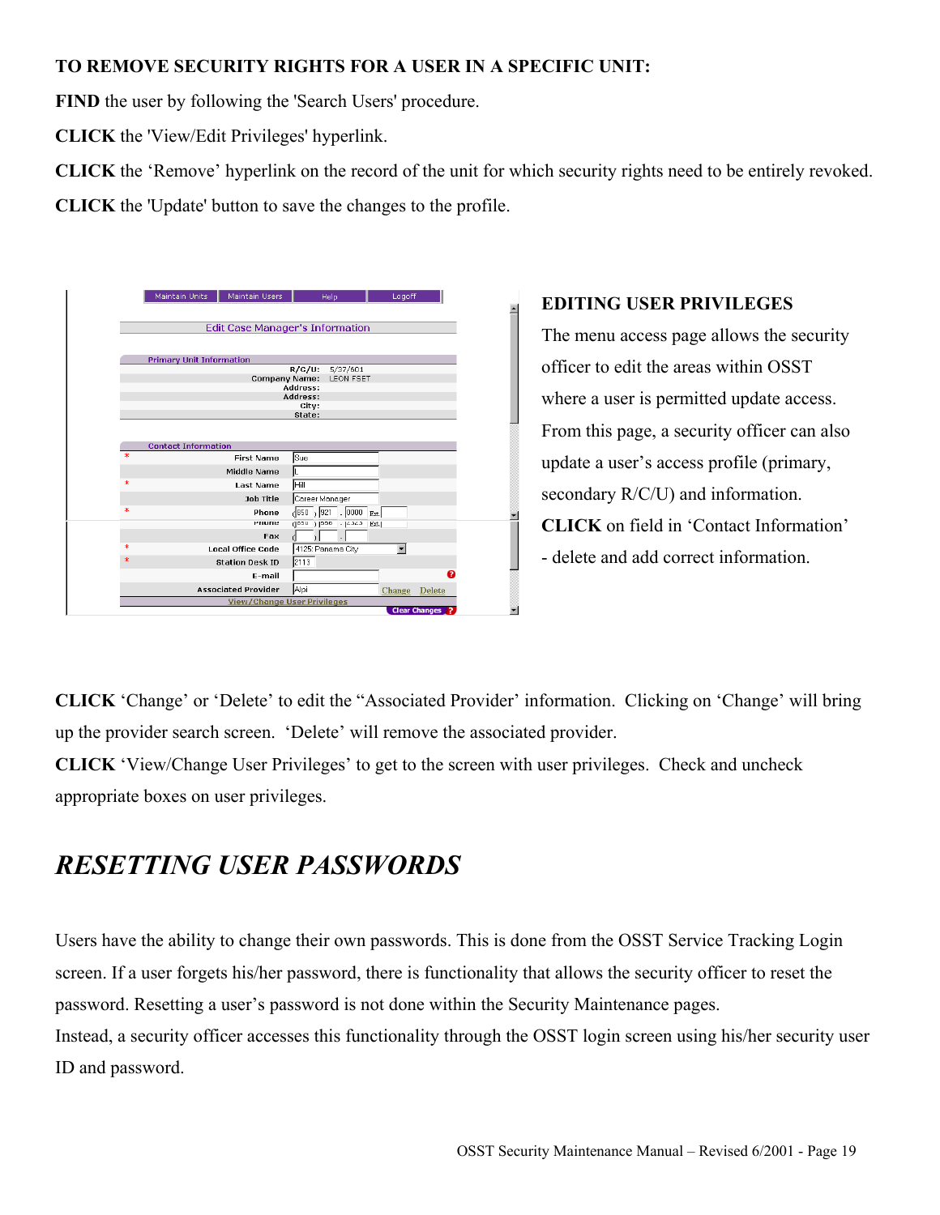**TO REMOVE SECURITY RIGHTS FOR A USER IN A SPECIFIC UNIT:**

**FIND** the user by following the 'Search Users' procedure.

**CLICK** the 'View/Edit Privileges' hyperlink.

**CLICK** the 'Remove' hyperlink on the record of the unit for which security rights need to be entirely revoked.

**CLICK** the 'Update' button to save the changes to the profile.

**EDITING USER PRIVILEGES**

The menu access page allows the security officer to edit the areas within OSST where a user is permitted update access. From this page, a security officer can also update a user's access profile (primary, secondary R/C/U) and information.

**CLICK** on field in 'Contact Information' - delete and add correct information.

**CLICK** 'Change' or 'Delete' to edit the "Associated Provider" information. Clicking on 'Change' will bring up the provider search screen. 'Delete' will remove the associated provider.

**CLICK** 'View/Change User Privileges' to get to the screen with user privileges. Check and uncheck appropriate boxes on user privileges.

# *RESETTING USER PASSWORDS*

Users have the ability to change their own passwords. This is done from the OSST Service Tracking Login screen. If a user forgets his/her password, there is functionality that allows the security officer to reset the password. Resetting a user's password is not done within the Security Maintenance pages.

Instead, a security officer accesses this functionality through the OSST login screen using his/her security user ID and password.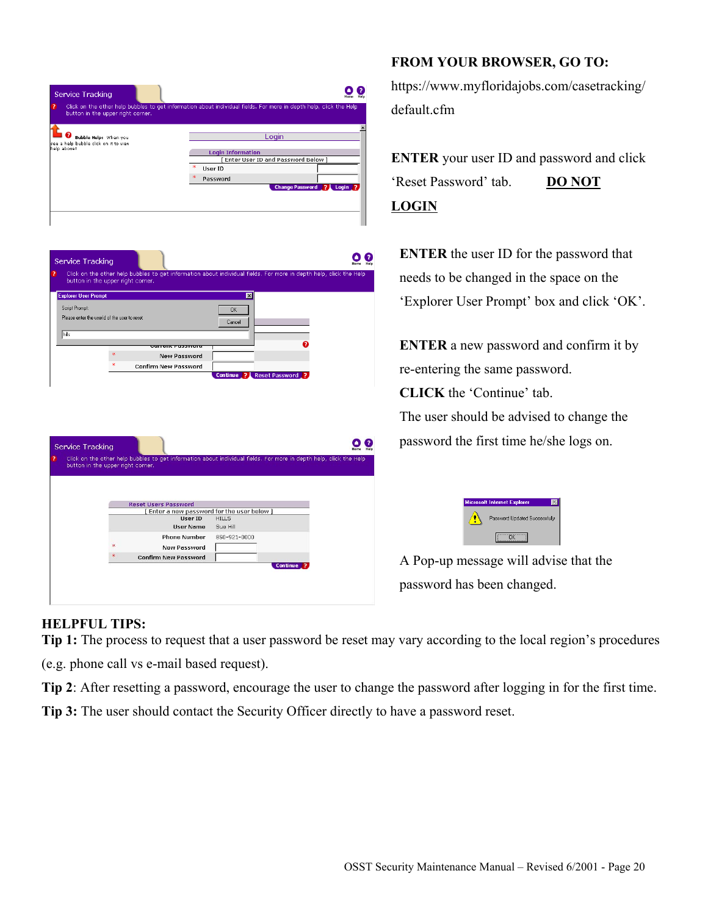**FROM YOUR BROWSER, GO TO:**

https://www.myfloridajobs.com/casetracking/default.cfm

**ENTER** your user ID and password and click 'Reset Password' tab. **DO NOT LOGIN**

**ENTER** the user ID for the password that needs to be changed in the space on the 'Explorer User Prompt' box and click 'OK'.

**ENTER** a new password and confirm it by re-entering the same password.

**CLICK** the 'Continue' tab.

The user should be advised to change the password the first time he/she logs on.

A Pop-up message will advise that the password has been changed.

**HELPFUL TIPS:**

**Tip 1:** The process to request that a user password be reset may vary according to the local region's procedures (e.g. phone call vs e-mail based request).

**Tip 2**: After resetting a password, encourage the user to change the password after logging in for the first time.

**Tip 3:** The user should contact the Security Officer directly to have a password reset.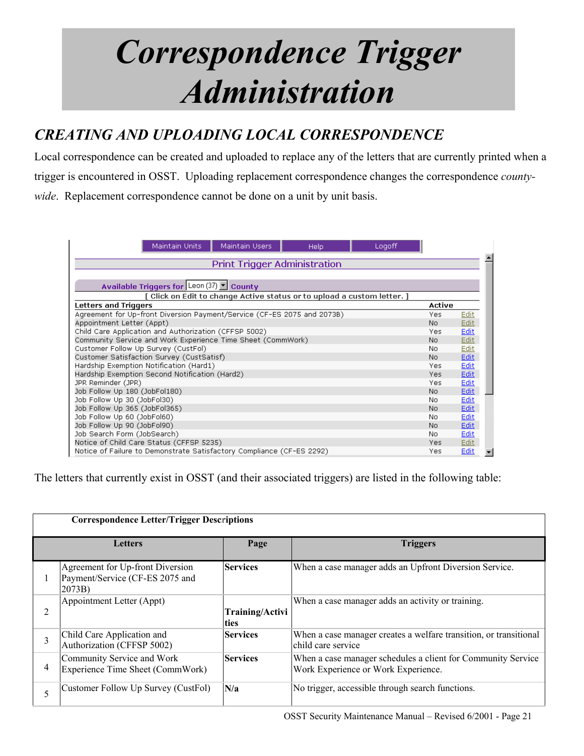# Correspondence Trigger Administration

## CREATING AND UPLOADING LOCAL CORRESPONDENCE

Local correspondence can be created and uploaded to replace any of the letters that are currently printed when a trigger is encountered in OSST. Uploading replacement correspondence changes the correspondence *county-wide*. Replacement correspondence cannot be done on a unit by unit basis.

Maintain Units | Maintain Users | Help | Logoff

Print Trigger Administration

Available Triggers for Leon (37) County

[ Click on Edit to change Active status or to upload a custom letter. ]

| Letters and Triggers | Active | |
|---|---|---|
| Agreement for Up-front Diversion Payment/Service (CF-ES 2075 and 2073B) | Yes | Edit |
| Appointment Letter (Appt) | No | Edit |
| Child Care Application and Authorization (CFFSP 5002) | Yes | Edit |
| Community Service and Work Experience Time Sheet (CommWork) | No | Edit |
| Customer Follow Up Survey (CustFol) | No | Edit |
| Customer Satisfaction Survey (CustSatisf) | No | Edit |
| Hardship Exemption Notification (Hard1) | Yes | Edit |
| Hardship Exemption Second Notification (Hard2) | Yes | Edit |
| JPR Reminder (JPR) | Yes | Edit |
| Job Follow Up 180 (JobFol180) | No | Edit |
| Job Follow Up 30 (JobFol30) | No | Edit |
| Job Follow Up 365 (JobFol365) | No | Edit |
| Job Follow Up 60 (JobFol60) | No | Edit |
| Job Follow Up 90 (JobFol90) | No | Edit |
| Job Search Form (JobSearch) | No | Edit |
| Notice of Child Care Status (CFFSP 5235) | Yes | Edit |
| Notice of Failure to Demonstrate Satisfactory Compliance (CF-ES 2292) | Yes | Edit |

The letters that currently exist in OSST (and their associated triggers) are listed in the following table:

**Correspondence Letter/Trigger Descriptions**

| | Letters | Page | Triggers |
|---|---|---|---|
| 1 | Agreement for Up-front Diversion Payment/Service (CF-ES 2075 and 2073B) | **Services** | When a case manager adds an Upfront Diversion Service. |
| 2 | Appointment Letter (Appt) | **Training/Activities** | When a case manager adds an activity or training. |
| 3 | Child Care Application and Authorization (CFFSP 5002) | **Services** | When a case manager creates a welfare transition, or transitional child care service |
| 4 | Community Service and Work Experience Time Sheet (CommWork) | **Services** | When a case manager schedules a client for Community Service Work Experience or Work Experience. |
| 5 | Customer Follow Up Survey (CustFol) | **N/a** | No trigger, accessible through search functions. |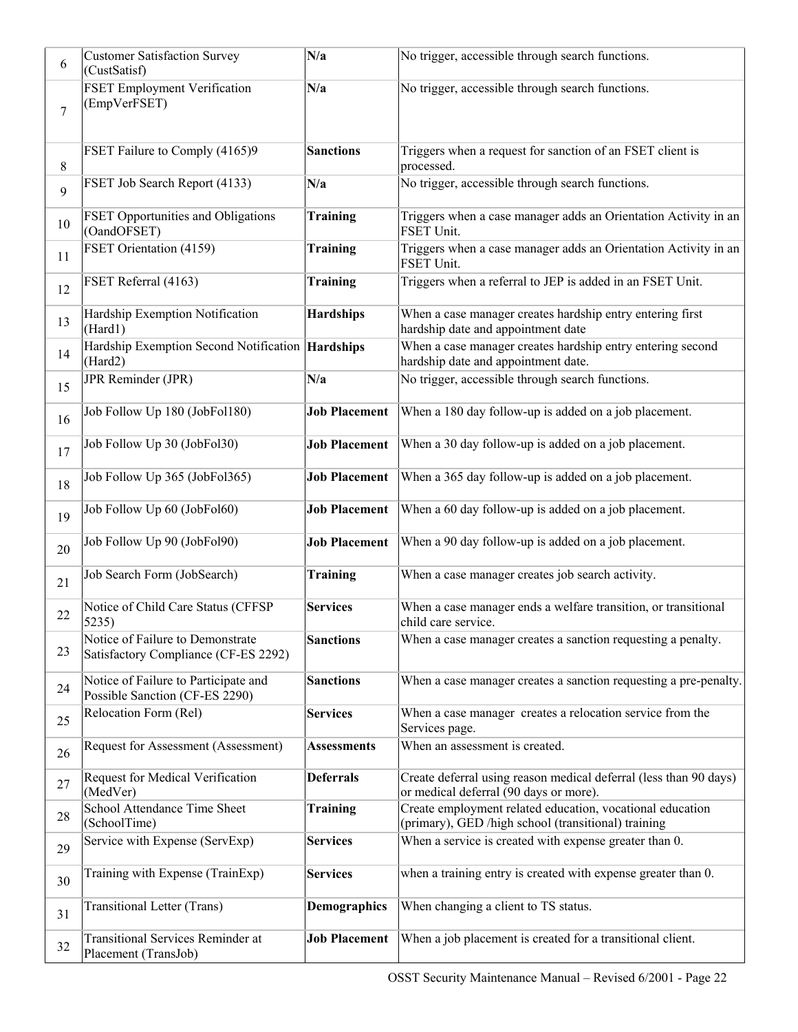| | | | |
|---|---|---|---|
| 6 | Customer Satisfaction Survey (CustSatisf) | **N/a** | No trigger, accessible through search functions. |
| 7 | FSET Employment Verification (EmpVerFSET) | **N/a** | No trigger, accessible through search functions. |
| 8 | FSET Failure to Comply (4165)9 | **Sanctions** | Triggers when a request for sanction of an FSET client is processed. |
| 9 | FSET Job Search Report (4133) | **N/a** | No trigger, accessible through search functions. |
| 10 | FSET Opportunities and Obligations (OandOFSET) | **Training** | Triggers when a case manager adds an Orientation Activity in an FSET Unit. |
| 11 | FSET Orientation (4159) | **Training** | Triggers when a case manager adds an Orientation Activity in an FSET Unit. |
| 12 | FSET Referral (4163) | **Training** | Triggers when a referral to JEP is added in an FSET Unit. |
| 13 | Hardship Exemption Notification (Hard1) | **Hardships** | When a case manager creates hardship entry entering first hardship date and appointment date |
| 14 | Hardship Exemption Second Notification (Hard2) | **Hardships** | When a case manager creates hardship entry entering second hardship date and appointment date. |
| 15 | JPR Reminder (JPR) | **N/a** | No trigger, accessible through search functions. |
| 16 | Job Follow Up 180 (JobFol180) | **Job Placement** | When a 180 day follow-up is added on a job placement. |
| 17 | Job Follow Up 30 (JobFol30) | **Job Placement** | When a 30 day follow-up is added on a job placement. |
| 18 | Job Follow Up 365 (JobFol365) | **Job Placement** | When a 365 day follow-up is added on a job placement. |
| 19 | Job Follow Up 60 (JobFol60) | **Job Placement** | When a 60 day follow-up is added on a job placement. |
| 20 | Job Follow Up 90 (JobFol90) | **Job Placement** | When a 90 day follow-up is added on a job placement. |
| 21 | Job Search Form (JobSearch) | **Training** | When a case manager creates job search activity. |
| 22 | Notice of Child Care Status (CFFSP 5235) | **Services** | When a case manager ends a welfare transition, or transitional child care service. |
| 23 | Notice of Failure to Demonstrate Satisfactory Compliance (CF-ES 2292) | **Sanctions** | When a case manager creates a sanction requesting a penalty. |
| 24 | Notice of Failure to Participate and Possible Sanction (CF-ES 2290) | **Sanctions** | When a case manager creates a sanction requesting a pre-penalty. |
| 25 | Relocation Form (Rel) | **Services** | When a case manager creates a relocation service from the Services page. |
| 26 | Request for Assessment (Assessment) | **Assessments** | When an assessment is created. |
| 27 | Request for Medical Verification (MedVer) | **Deferrals** | Create deferral using reason medical deferral (less than 90 days) or medical deferral (90 days or more). |
| 28 | School Attendance Time Sheet (SchoolTime) | **Training** | Create employment related education, vocational education (primary), GED /high school (transitional) training |
| 29 | Service with Expense (ServExp) | **Services** | When a service is created with expense greater than 0. |
| 30 | Training with Expense (TrainExp) | **Services** | when a training entry is created with expense greater than 0. |
| 31 | Transitional Letter (Trans) | **Demographics** | When changing a client to TS status. |
| 32 | Transitional Services Reminder at Placement (TransJob) | **Job Placement** | When a job placement is created for a transitional client. |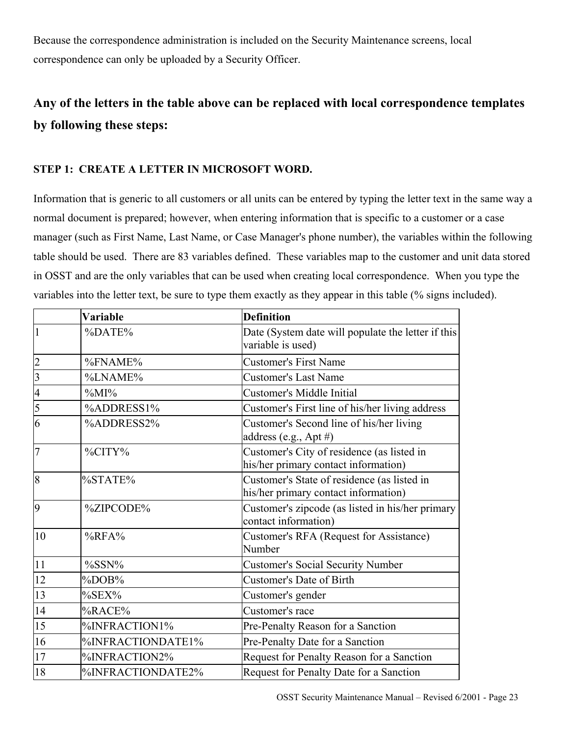Because the correspondence administration is included on the Security Maintenance screens, local correspondence can only be uploaded by a Security Officer.

## Any of the letters in the table above can be replaced with local correspondence templates by following these steps:

### STEP 1: CREATE A LETTER IN MICROSOFT WORD.

Information that is generic to all customers or all units can be entered by typing the letter text in the same way a normal document is prepared; however, when entering information that is specific to a customer or a case manager (such as First Name, Last Name, or Case Manager's phone number), the variables within the following table should be used. There are 83 variables defined. These variables map to the customer and unit data stored in OSST and are the only variables that can be used when creating local correspondence. When you type the variables into the letter text, be sure to type them exactly as they appear in this table (% signs included).

| | Variable | Definition |
|---|---|---|
| 1 | %DATE% | Date (System date will populate the letter if this variable is used) |
| 2 | %FNAME% | Customer's First Name |
| 3 | %LNAME% | Customer's Last Name |
| 4 | %MI% | Customer's Middle Initial |
| 5 | %ADDRESS1% | Customer's First line of his/her living address |
| 6 | %ADDRESS2% | Customer's Second line of his/her living address (e.g., Apt #) |
| 7 | %CITY% | Customer's City of residence (as listed in his/her primary contact information) |
| 8 | %STATE% | Customer's State of residence (as listed in his/her primary contact information) |
| 9 | %ZIPCODE% | Customer's zipcode (as listed in his/her primary contact information) |
| 10 | %RFA% | Customer's RFA (Request for Assistance) Number |
| 11 | %SSN% | Customer's Social Security Number |
| 12 | %DOB% | Customer's Date of Birth |
| 13 | %SEX% | Customer's gender |
| 14 | %RACE% | Customer's race |
| 15 | %INFRACTION1% | Pre-Penalty Reason for a Sanction |
| 16 | %INFRACTIONDATE1% | Pre-Penalty Date for a Sanction |
| 17 | %INFRACTION2% | Request for Penalty Reason for a Sanction |
| 18 | %INFRACTIONDATE2% | Request for Penalty Date for a Sanction |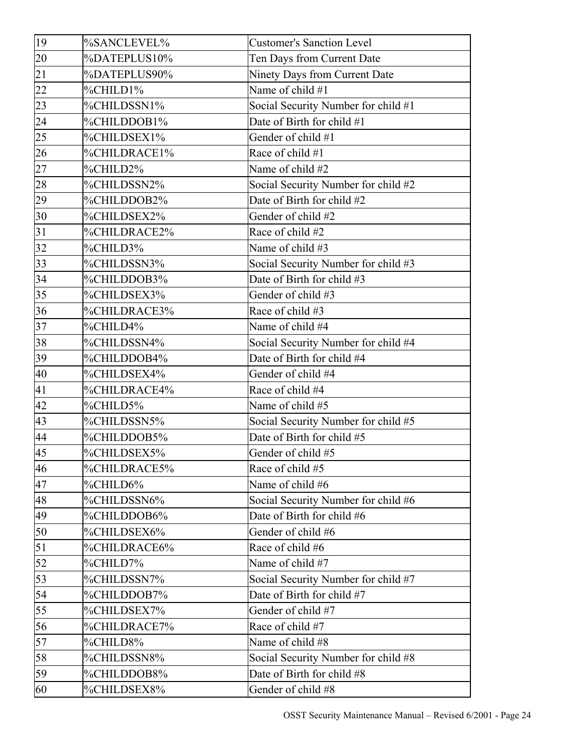| 19 | %SANCLEVEL% | Customer's Sanction Level |
|---|---|---|
| 20 | %DATEPLUS10% | Ten Days from Current Date |
| 21 | %DATEPLUS90% | Ninety Days from Current Date |
| 22 | %CHILD1% | Name of child #1 |
| 23 | %CHILDSSN1% | Social Security Number for child #1 |
| 24 | %CHILDDOB1% | Date of Birth for child #1 |
| 25 | %CHILDSEX1% | Gender of child #1 |
| 26 | %CHILDRACE1% | Race of child #1 |
| 27 | %CHILD2% | Name of child #2 |
| 28 | %CHILDSSN2% | Social Security Number for child #2 |
| 29 | %CHILDDOB2% | Date of Birth for child #2 |
| 30 | %CHILDSEX2% | Gender of child #2 |
| 31 | %CHILDRACE2% | Race of child #2 |
| 32 | %CHILD3% | Name of child #3 |
| 33 | %CHILDSSN3% | Social Security Number for child #3 |
| 34 | %CHILDDOB3% | Date of Birth for child #3 |
| 35 | %CHILDSEX3% | Gender of child #3 |
| 36 | %CHILDRACE3% | Race of child #3 |
| 37 | %CHILD4% | Name of child #4 |
| 38 | %CHILDSSN4% | Social Security Number for child #4 |
| 39 | %CHILDDOB4% | Date of Birth for child #4 |
| 40 | %CHILDSEX4% | Gender of child #4 |
| 41 | %CHILDRACE4% | Race of child #4 |
| 42 | %CHILD5% | Name of child #5 |
| 43 | %CHILDSSN5% | Social Security Number for child #5 |
| 44 | %CHILDDOB5% | Date of Birth for child #5 |
| 45 | %CHILDSEX5% | Gender of child #5 |
| 46 | %CHILDRACE5% | Race of child #5 |
| 47 | %CHILD6% | Name of child #6 |
| 48 | %CHILDSSN6% | Social Security Number for child #6 |
| 49 | %CHILDDOB6% | Date of Birth for child #6 |
| 50 | %CHILDSEX6% | Gender of child #6 |
| 51 | %CHILDRACE6% | Race of child #6 |
| 52 | %CHILD7% | Name of child #7 |
| 53 | %CHILDSSN7% | Social Security Number for child #7 |
| 54 | %CHILDDOB7% | Date of Birth for child #7 |
| 55 | %CHILDSEX7% | Gender of child #7 |
| 56 | %CHILDRACE7% | Race of child #7 |
| 57 | %CHILD8% | Name of child #8 |
| 58 | %CHILDSSN8% | Social Security Number for child #8 |
| 59 | %CHILDDOB8% | Date of Birth for child #8 |
| 60 | %CHILDSEX8% | Gender of child #8 |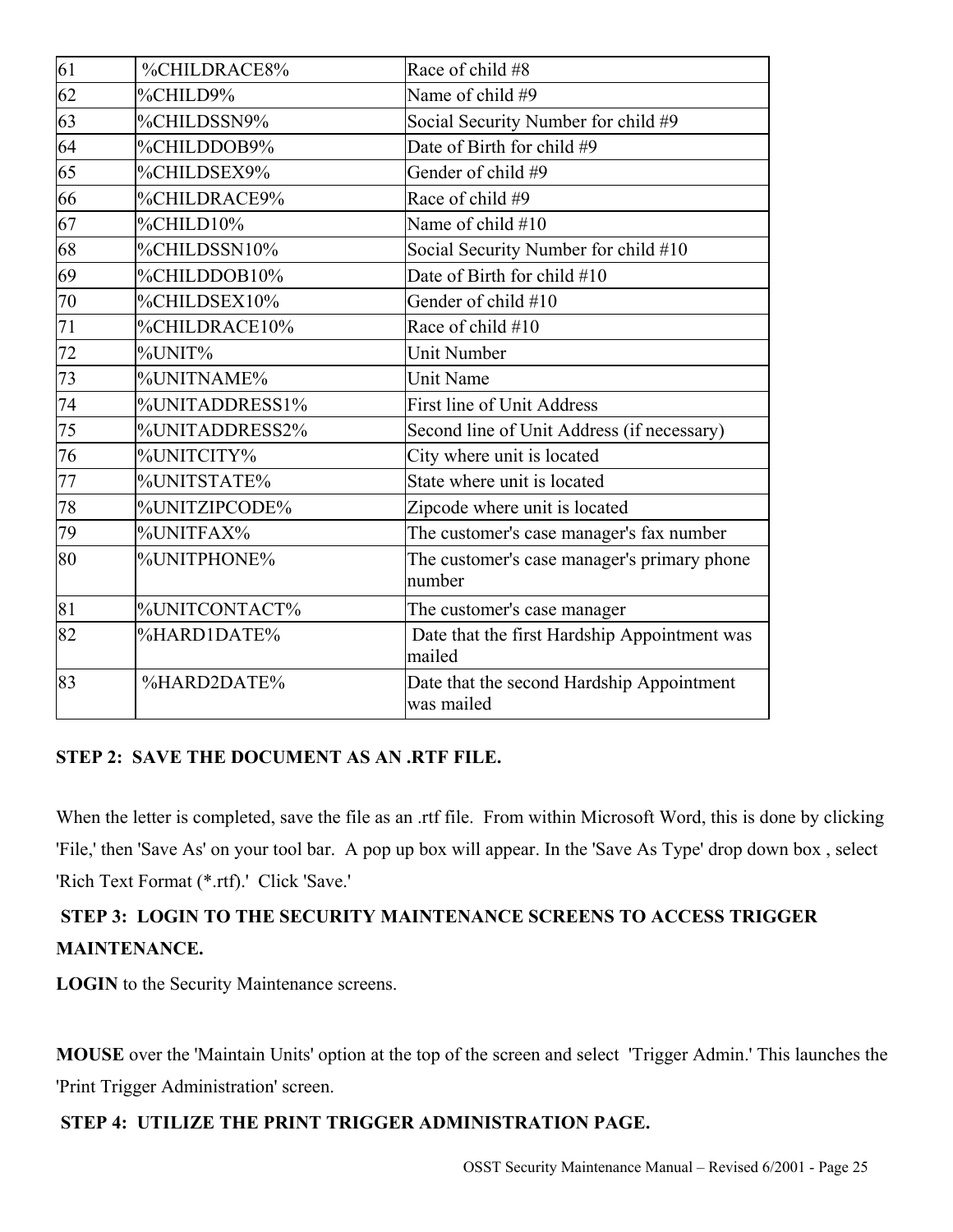| | | |
|---|---|---|
| 61 | %CHILDRACE8% | Race of child #8 |
| 62 | %CHILD9% | Name of child #9 |
| 63 | %CHILDSSN9% | Social Security Number for child #9 |
| 64 | %CHILDDOB9% | Date of Birth for child #9 |
| 65 | %CHILDSEX9% | Gender of child #9 |
| 66 | %CHILDRACE9% | Race of child #9 |
| 67 | %CHILD10% | Name of child #10 |
| 68 | %CHILDSSN10% | Social Security Number for child #10 |
| 69 | %CHILDDOB10% | Date of Birth for child #10 |
| 70 | %CHILDSEX10% | Gender of child #10 |
| 71 | %CHILDRACE10% | Race of child #10 |
| 72 | %UNIT% | Unit Number |
| 73 | %UNITNAME% | Unit Name |
| 74 | %UNITADDRESS1% | First line of Unit Address |
| 75 | %UNITADDRESS2% | Second line of Unit Address (if necessary) |
| 76 | %UNITCITY% | City where unit is located |
| 77 | %UNITSTATE% | State where unit is located |
| 78 | %UNITZIPCODE% | Zipcode where unit is located |
| 79 | %UNITFAX% | The customer's case manager's fax number |
| 80 | %UNITPHONE% | The customer's case manager's primary phone number |
| 81 | %UNITCONTACT% | The customer's case manager |
| 82 | %HARD1DATE% | Date that the first Hardship Appointment was mailed |
| 83 | %HARD2DATE% | Date that the second Hardship Appointment was mailed |

**STEP 2: SAVE THE DOCUMENT AS AN .RTF FILE.**

When the letter is completed, save the file as an .rtf file. From within Microsoft Word, this is done by clicking 'File,' then 'Save As' on your tool bar. A pop up box will appear. In the 'Save As Type' drop down box , select 'Rich Text Format (*.rtf).' Click 'Save.'

**STEP 3: LOGIN TO THE SECURITY MAINTENANCE SCREENS TO ACCESS TRIGGER MAINTENANCE.**

**LOGIN** to the Security Maintenance screens.

**MOUSE** over the 'Maintain Units' option at the top of the screen and select 'Trigger Admin.' This launches the 'Print Trigger Administration' screen.

**STEP 4: UTILIZE THE PRINT TRIGGER ADMINISTRATION PAGE.**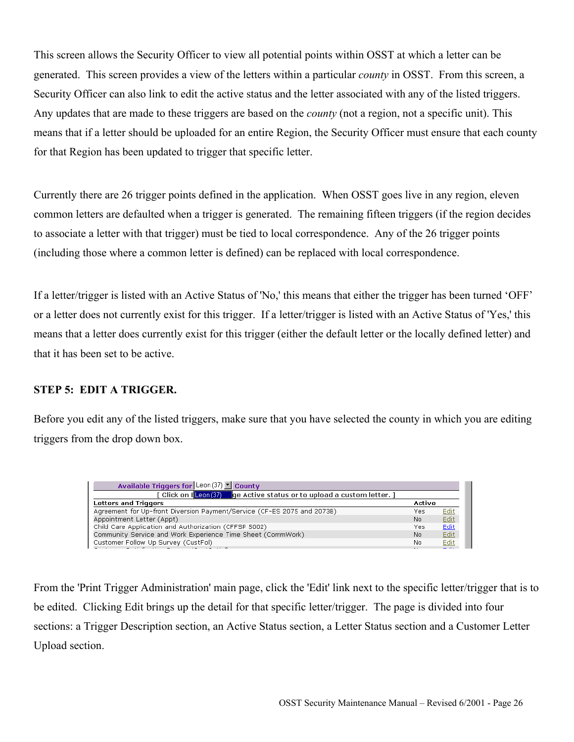This screen allows the Security Officer to view all potential points within OSST at which a letter can be generated. This screen provides a view of the letters within a particular *county* in OSST. From this screen, a Security Officer can also link to edit the active status and the letter associated with any of the listed triggers. Any updates that are made to these triggers are based on the *county* (not a region, not a specific unit). This means that if a letter should be uploaded for an entire Region, the Security Officer must ensure that each county for that Region has been updated to trigger that specific letter.

Currently there are 26 trigger points defined in the application. When OSST goes live in any region, eleven common letters are defaulted when a trigger is generated. The remaining fifteen triggers (if the region decides to associate a letter with that trigger) must be tied to local correspondence. Any of the 26 trigger points (including those where a common letter is defined) can be replaced with local correspondence.

If a letter/trigger is listed with an Active Status of 'No,' this means that either the trigger has been turned 'OFF' or a letter does not currently exist for this trigger. If a letter/trigger is listed with an Active Status of 'Yes,' this means that a letter does currently exist for this trigger (either the default letter or the locally defined letter) and that it has been set to be active.

**STEP 5: EDIT A TRIGGER.**

Before you edit any of the listed triggers, make sure that you have selected the county in which you are editing triggers from the drop down box.

Available Triggers for Leon (37) County

[ Click on Edit to change Active status or to upload a custom letter. ]

| Letters and Triggers | Active | |
|---|---|---|
| Agreement for Up-front Diversion Payment/Service (CF-ES 2075 and 2073B) | Yes | Edit |
| Appointment Letter (Appt) | No | Edit |
| Child Care Application and Authorization (CFFSP 5002) | Yes | Edit |
| Community Service and Work Experience Time Sheet (CommWork) | No | Edit |
| Customer Follow Up Survey (CustFol) | No | Edit |

From the 'Print Trigger Administration' main page, click the 'Edit' link next to the specific letter/trigger that is to be edited. Clicking Edit brings up the detail for that specific letter/trigger. The page is divided into four sections: a Trigger Description section, an Active Status section, a Letter Status section and a Customer Letter Upload section.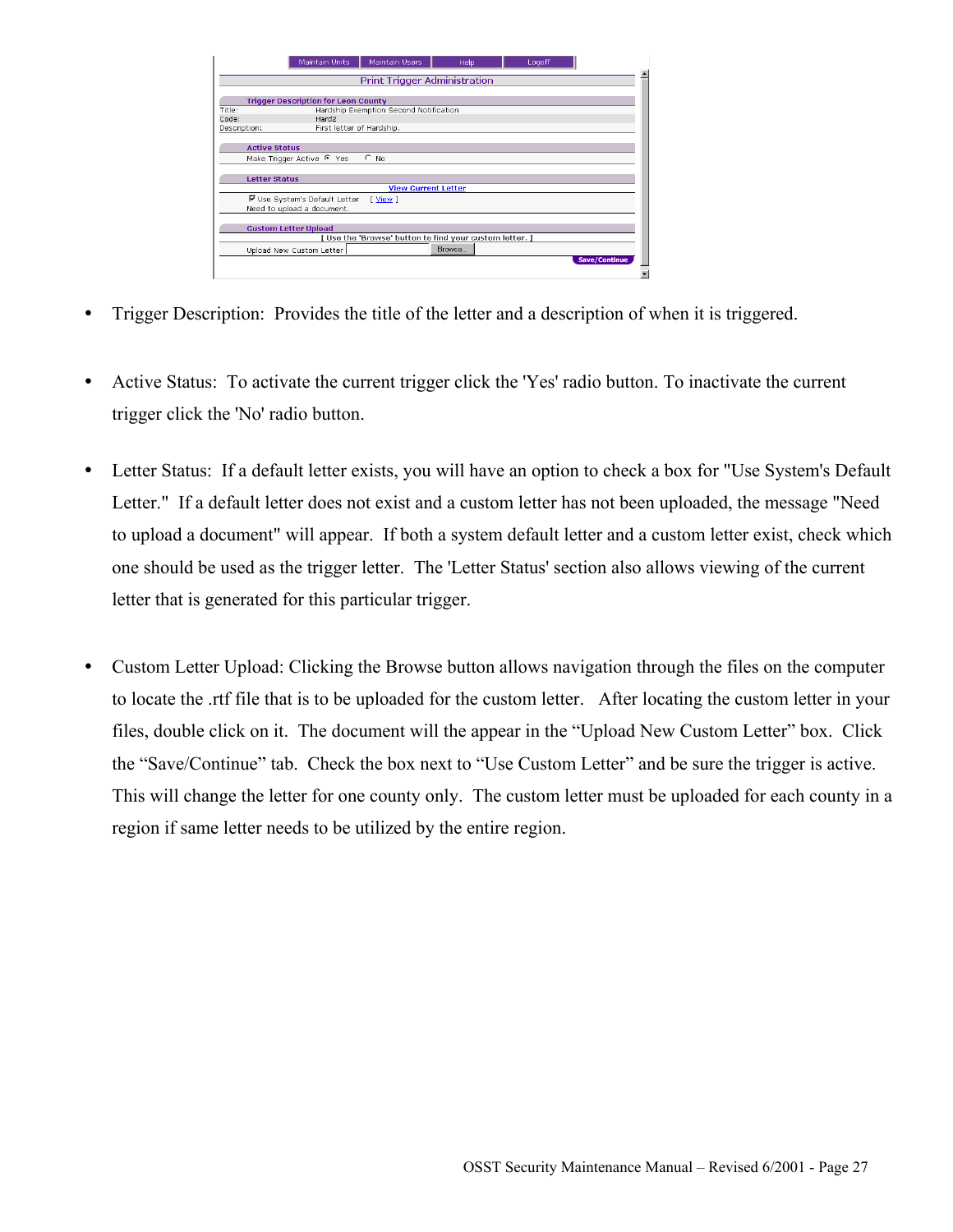- Trigger Description: Provides the title of the letter and a description of when it is triggered.

- Active Status: To activate the current trigger click the 'Yes' radio button. To inactivate the current trigger click the 'No' radio button.

- Letter Status: If a default letter exists, you will have an option to check a box for "Use System's Default Letter." If a default letter does not exist and a custom letter has not been uploaded, the message "Need to upload a document" will appear. If both a system default letter and a custom letter exist, check which one should be used as the trigger letter. The 'Letter Status' section also allows viewing of the current letter that is generated for this particular trigger.

- Custom Letter Upload: Clicking the Browse button allows navigation through the files on the computer to locate the .rtf file that is to be uploaded for the custom letter. After locating the custom letter in your files, double click on it. The document will the appear in the "Upload New Custom Letter" box. Click the "Save/Continue" tab. Check the box next to "Use Custom Letter" and be sure the trigger is active. This will change the letter for one county only. The custom letter must be uploaded for each county in a region if same letter needs to be utilized by the entire region.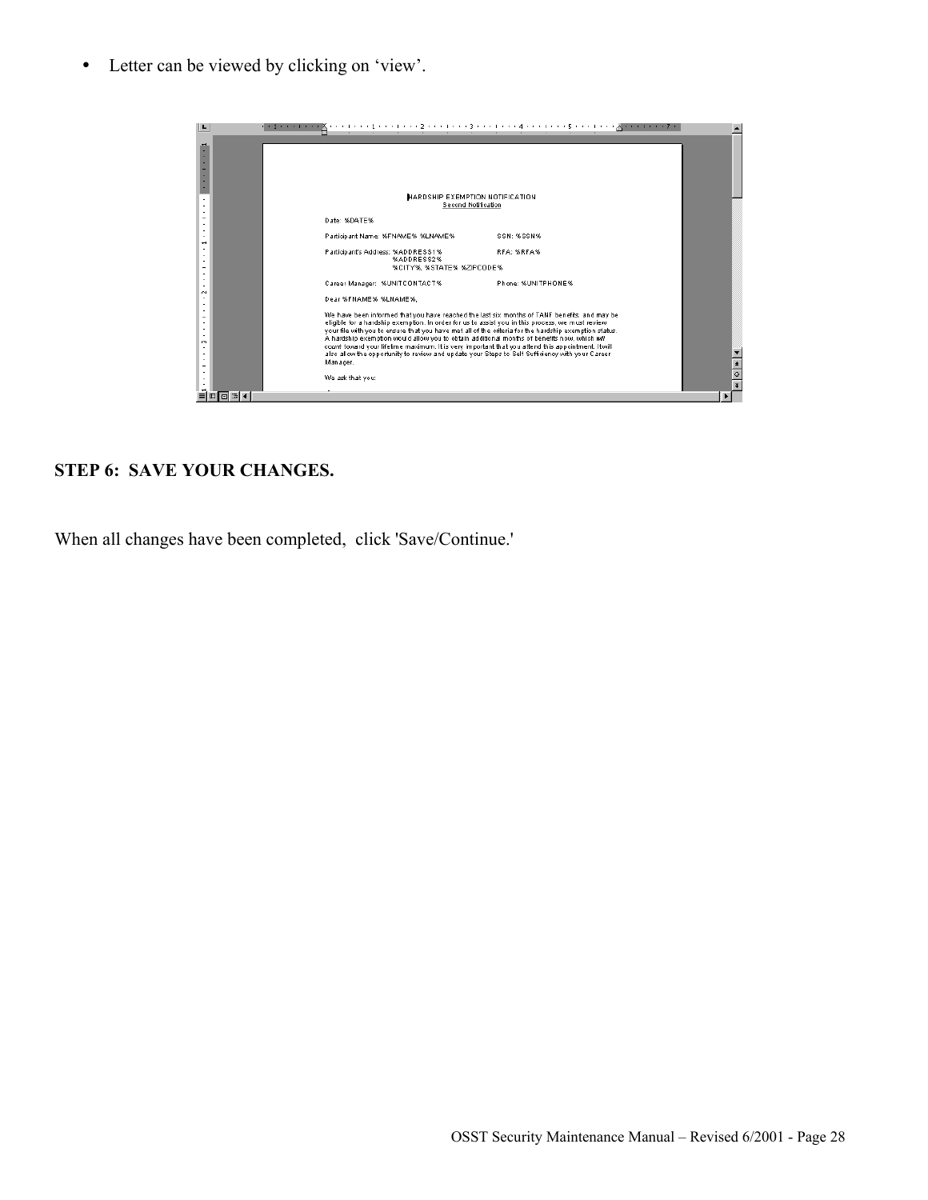- Letter can be viewed by clicking on 'view'.

**STEP 6: SAVE YOUR CHANGES.**

When all changes have been completed, click 'Save/Continue.'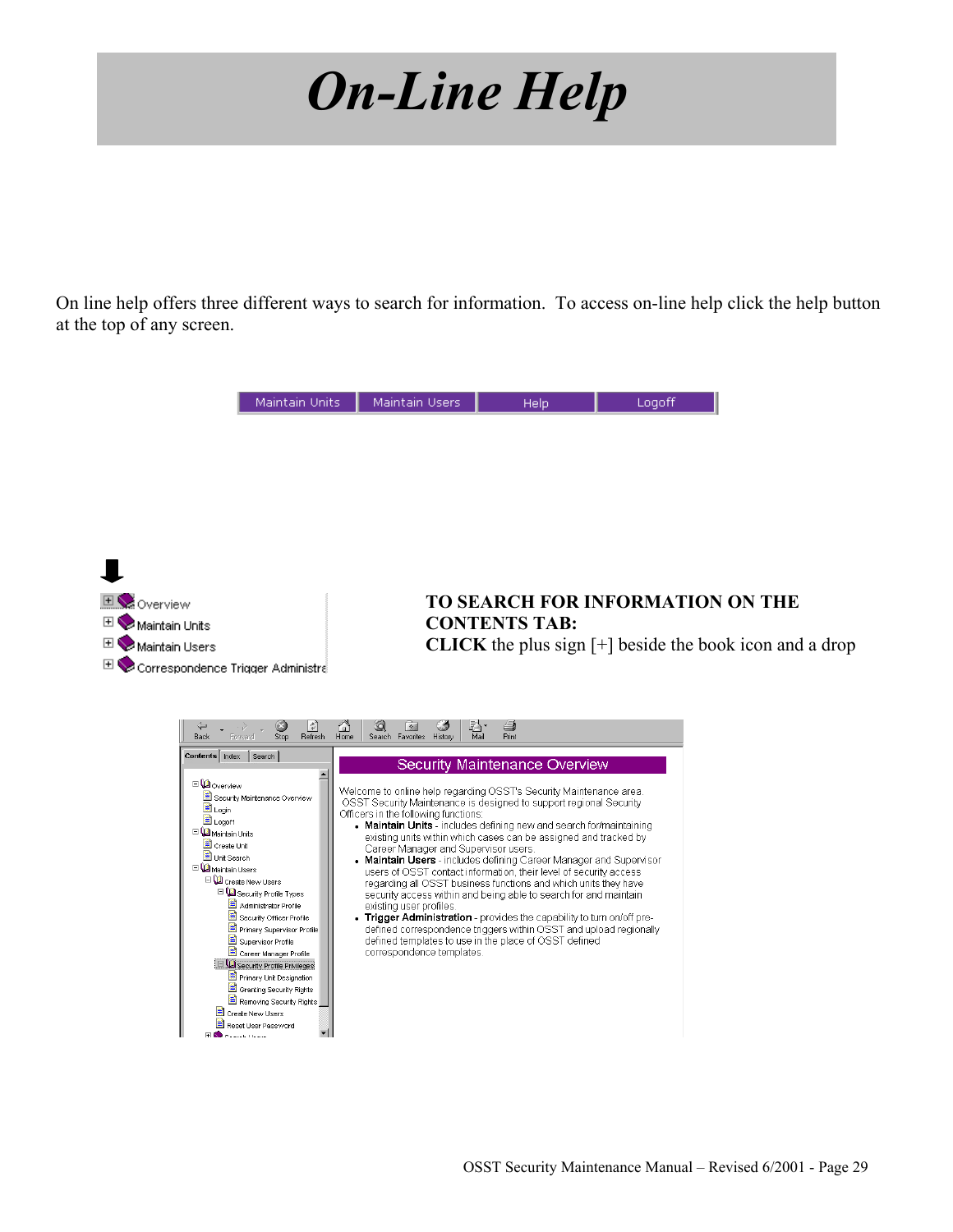# On-Line Help

On line help offers three different ways to search for information. To access on-line help click the help button at the top of any screen.

**TO SEARCH FOR INFORMATION ON THE CONTENTS TAB:**
**CLICK** the plus sign [+] beside the book icon and a drop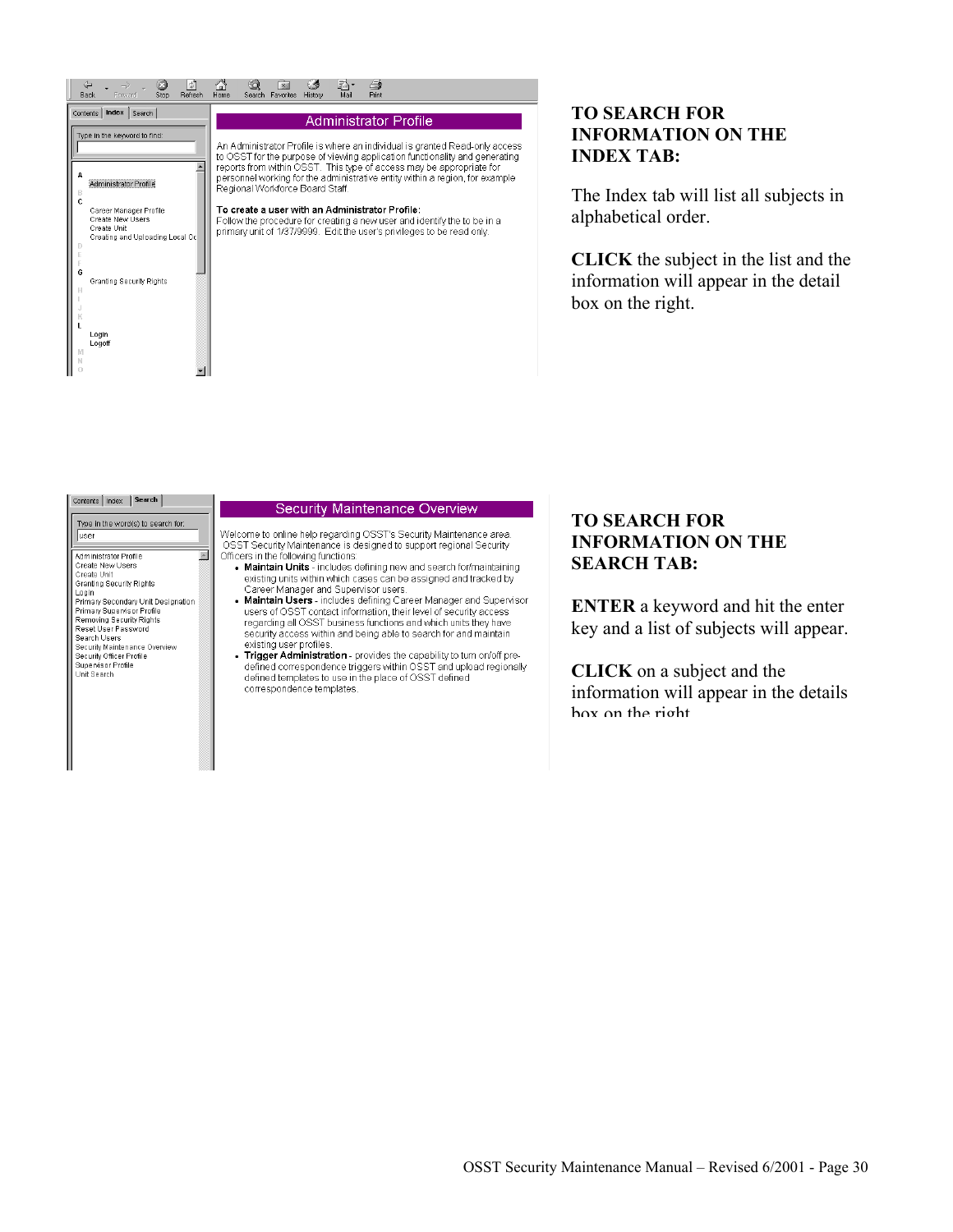**TO SEARCH FOR INFORMATION ON THE INDEX TAB:**

The Index tab will list all subjects in alphabetical order.

**CLICK** the subject in the list and the information will appear in the detail box on the right.

**TO SEARCH FOR INFORMATION ON THE SEARCH TAB:**

**ENTER** a keyword and hit the enter key and a list of subjects will appear.

**CLICK** on a subject and the information will appear in the details box on the right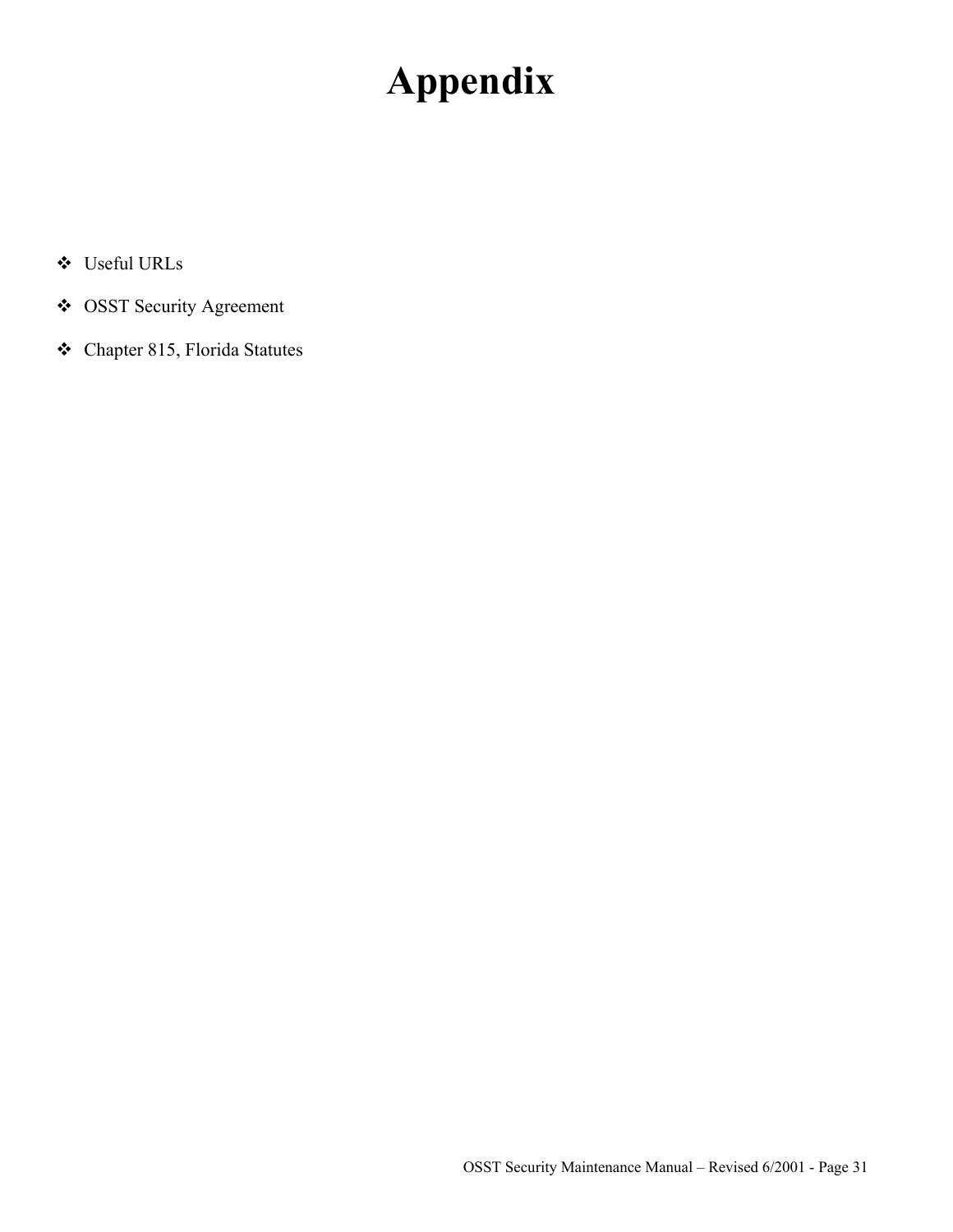# Appendix

- Useful URLs
- OSST Security Agreement
- Chapter 815, Florida Statutes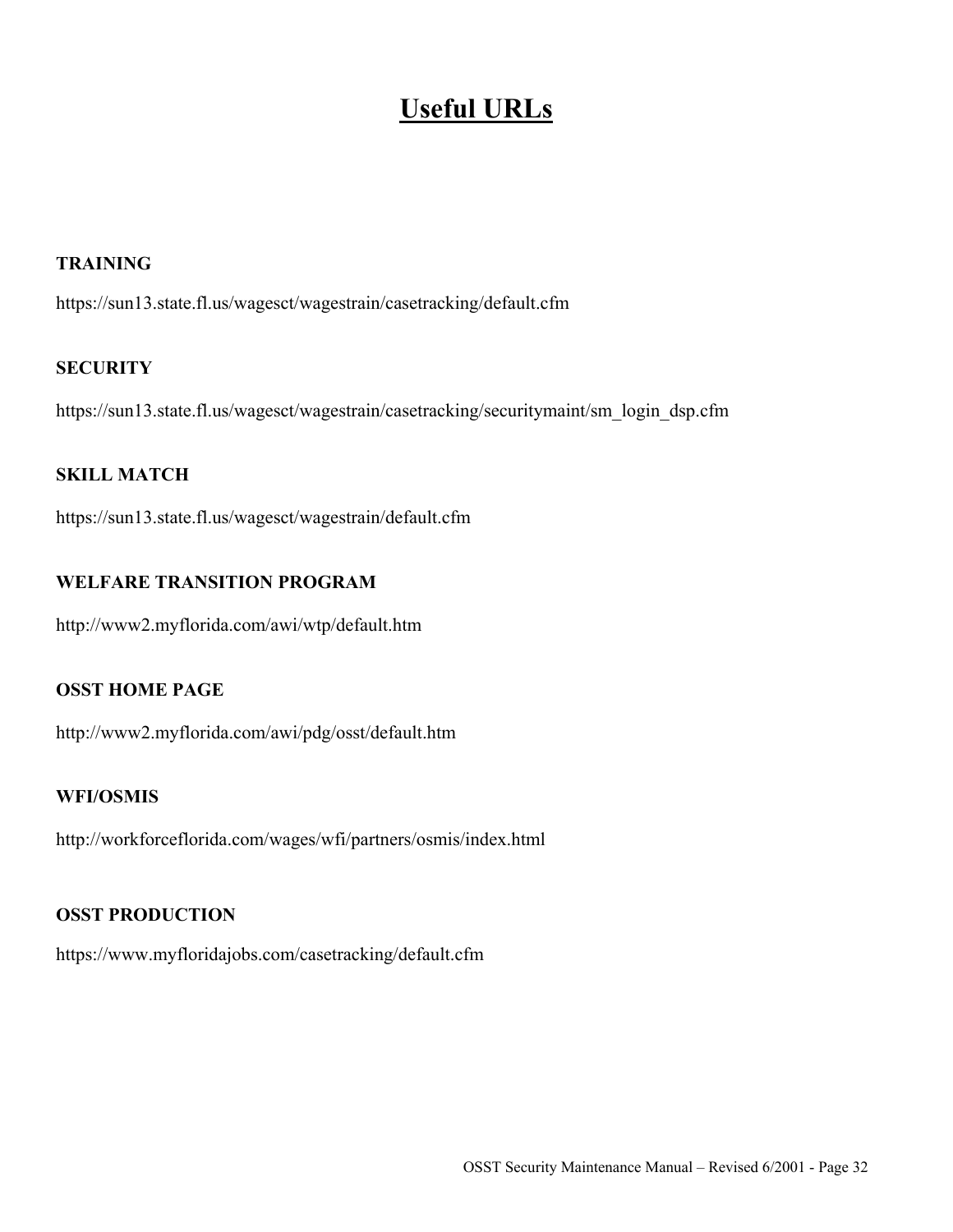# Useful URLs

**TRAINING**

https://sun13.state.fl.us/wagesct/wagestrain/casetracking/default.cfm

**SECURITY**

https://sun13.state.fl.us/wagesct/wagestrain/casetracking/securitymaint/sm_login_dsp.cfm

**SKILL MATCH**

https://sun13.state.fl.us/wagesct/wagestrain/default.cfm

**WELFARE TRANSITION PROGRAM**

http://www2.myflorida.com/awi/wtp/default.htm

**OSST HOME PAGE**

http://www2.myflorida.com/awi/pdg/osst/default.htm

**WFI/OSMIS**

http://workforceflorida.com/wages/wfi/partners/osmis/index.html

**OSST PRODUCTION**

https://www.myfloridajobs.com/casetracking/default.cfm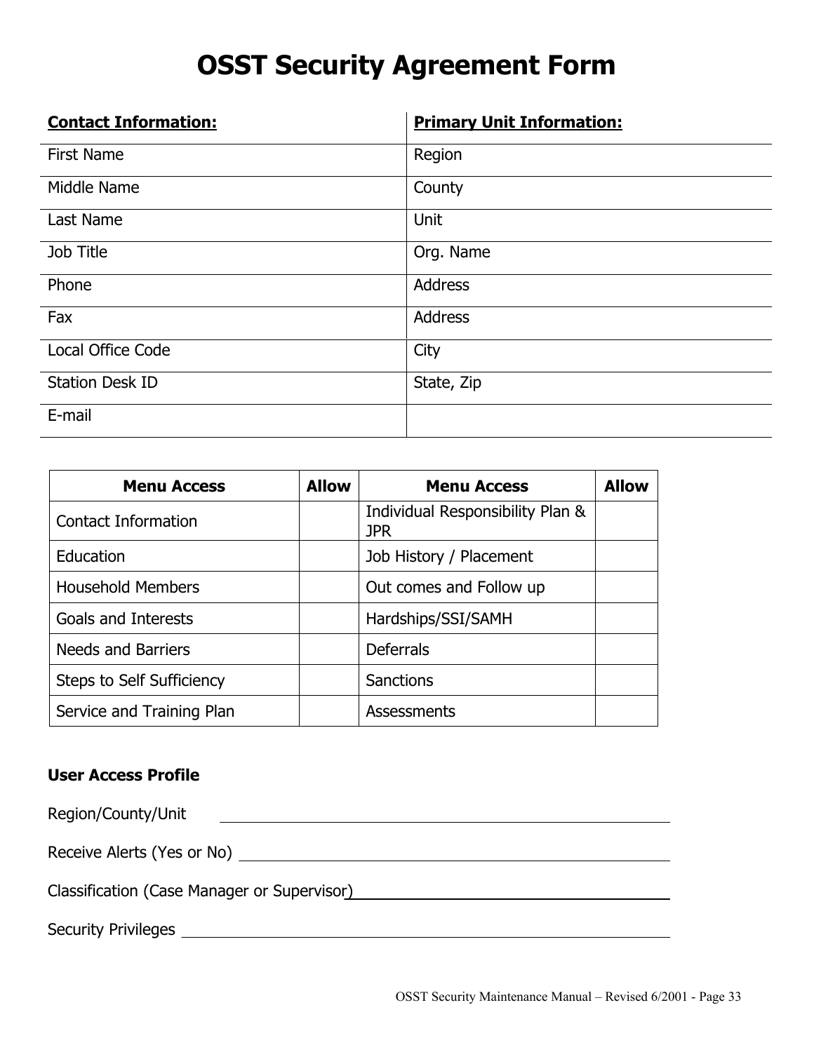# OSST Security Agreement Form

| **Contact Information:** | **Primary Unit Information:** |
|---|---|
| First Name | Region |
| Middle Name | County |
| Last Name | Unit |
| Job Title | Org. Name |
| Phone | Address |
| Fax | Address |
| Local Office Code | City |
| Station Desk ID | State, Zip |
| E-mail | |

| Menu Access | Allow | Menu Access | Allow |
|---|---|---|---|
| Contact Information | | Individual Responsibility Plan & JPR | |
| Education | | Job History / Placement | |
| Household Members | | Out comes and Follow up | |
| Goals and Interests | | Hardships/SSI/SAMH | |
| Needs and Barriers | | Deferrals | |
| Steps to Self Sufficiency | | Sanctions | |
| Service and Training Plan | | Assessments | |

**User Access Profile**

Region/County/Unit ______________________________

Receive Alerts (Yes or No) ______________________________

Classification (Case Manager or Supervisor) ______________________________

Security Privileges ______________________________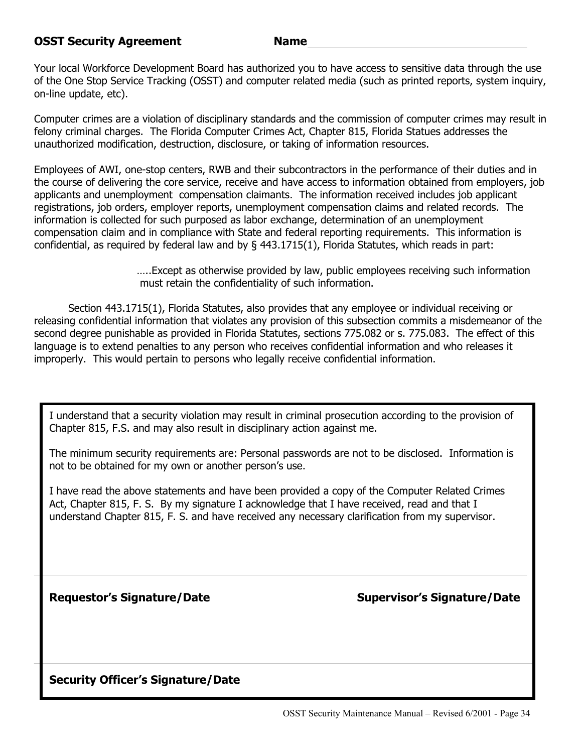**OSST Security Agreement** **Name** ____________________________________

Your local Workforce Development Board has authorized you to have access to sensitive data through the use of the One Stop Service Tracking (OSST) and computer related media (such as printed reports, system inquiry, on-line update, etc).

Computer crimes are a violation of disciplinary standards and the commission of computer crimes may result in felony criminal charges. The Florida Computer Crimes Act, Chapter 815, Florida Statues addresses the unauthorized modification, destruction, disclosure, or taking of information resources.

Employees of AWI, one-stop centers, RWB and their subcontractors in the performance of their duties and in the course of delivering the core service, receive and have access to information obtained from employers, job applicants and unemployment compensation claimants. The information received includes job applicant registrations, job orders, employer reports, unemployment compensation claims and related records. The information is collected for such purposed as labor exchange, determination of an unemployment compensation claim and in compliance with State and federal reporting requirements. This information is confidential, as required by federal law and by § 443.1715(1), Florida Statutes, which reads in part:

> …..Except as otherwise provided by law, public employees receiving such information must retain the confidentiality of such information.

Section 443.1715(1), Florida Statutes, also provides that any employee or individual receiving or releasing confidential information that violates any provision of this subsection commits a misdemeanor of the second degree punishable as provided in Florida Statutes, sections 775.082 or s. 775.083. The effect of this language is to extend penalties to any person who receives confidential information and who releases it improperly. This would pertain to persons who legally receive confidential information.

I understand that a security violation may result in criminal prosecution according to the provision of Chapter 815, F.S. and may also result in disciplinary action against me.

The minimum security requirements are: Personal passwords are not to be disclosed. Information is not to be obtained for my own or another person's use.

I have read the above statements and have been provided a copy of the Computer Related Crimes Act, Chapter 815, F. S. By my signature I acknowledge that I have received, read and that I understand Chapter 815, F. S. and have received any necessary clarification from my supervisor.

______________________________________________________________________________

**Requestor's Signature/Date** **Supervisor's Signature/Date**

______________________________________________________________________________

**Security Officer's Signature/Date**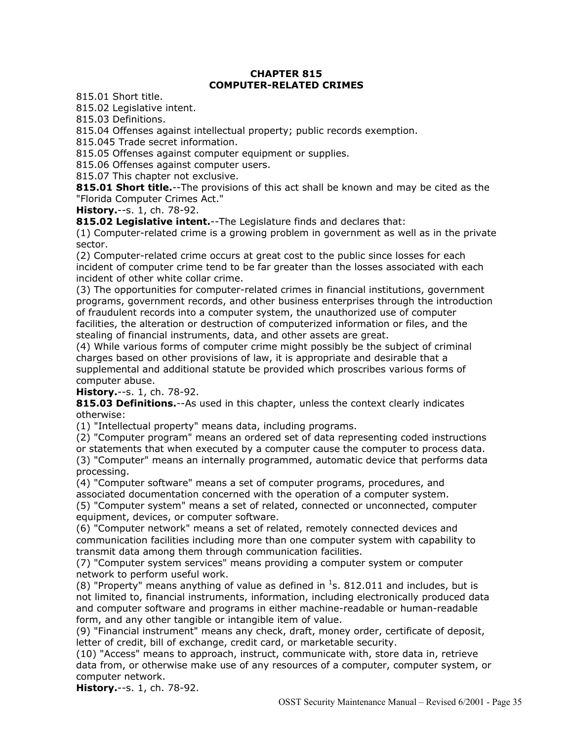# CHAPTER 815
# COMPUTER-RELATED CRIMES

815.01 Short title.
815.02 Legislative intent.
815.03 Definitions.
815.04 Offenses against intellectual property; public records exemption.
815.045 Trade secret information.
815.05 Offenses against computer equipment or supplies.
815.06 Offenses against computer users.
815.07 This chapter not exclusive.

**815.01 Short title.**--The provisions of this act shall be known and may be cited as the "Florida Computer Crimes Act."

**History.**--s. 1, ch. 78-92.

**815.02 Legislative intent.**--The Legislature finds and declares that:

(1) Computer-related crime is a growing problem in government as well as in the private sector.

(2) Computer-related crime occurs at great cost to the public since losses for each incident of computer crime tend to be far greater than the losses associated with each incident of other white collar crime.

(3) The opportunities for computer-related crimes in financial institutions, government programs, government records, and other business enterprises through the introduction of fraudulent records into a computer system, the unauthorized use of computer facilities, the alteration or destruction of computerized information or files, and the stealing of financial instruments, data, and other assets are great.

(4) While various forms of computer crime might possibly be the subject of criminal charges based on other provisions of law, it is appropriate and desirable that a supplemental and additional statute be provided which proscribes various forms of computer abuse.

**History.**--s. 1, ch. 78-92.

**815.03 Definitions.**--As used in this chapter, unless the context clearly indicates otherwise:

(1) "Intellectual property" means data, including programs.

(2) "Computer program" means an ordered set of data representing coded instructions or statements that when executed by a computer cause the computer to process data.

(3) "Computer" means an internally programmed, automatic device that performs data processing.

(4) "Computer software" means a set of computer programs, procedures, and associated documentation concerned with the operation of a computer system.

(5) "Computer system" means a set of related, connected or unconnected, computer equipment, devices, or computer software.

(6) "Computer network" means a set of related, remotely connected devices and communication facilities including more than one computer system with capability to transmit data among them through communication facilities.

(7) "Computer system services" means providing a computer system or computer network to perform useful work.

(8) "Property" means anything of value as defined in [1]s. 812.011 and includes, but is not limited to, financial instruments, information, including electronically produced data and computer software and programs in either machine-readable or human-readable form, and any other tangible or intangible item of value.

(9) "Financial instrument" means any check, draft, money order, certificate of deposit, letter of credit, bill of exchange, credit card, or marketable security.

(10) "Access" means to approach, instruct, communicate with, store data in, retrieve data from, or otherwise make use of any resources of a computer, computer system, or computer network.

**History.**--s. 1, ch. 78-92.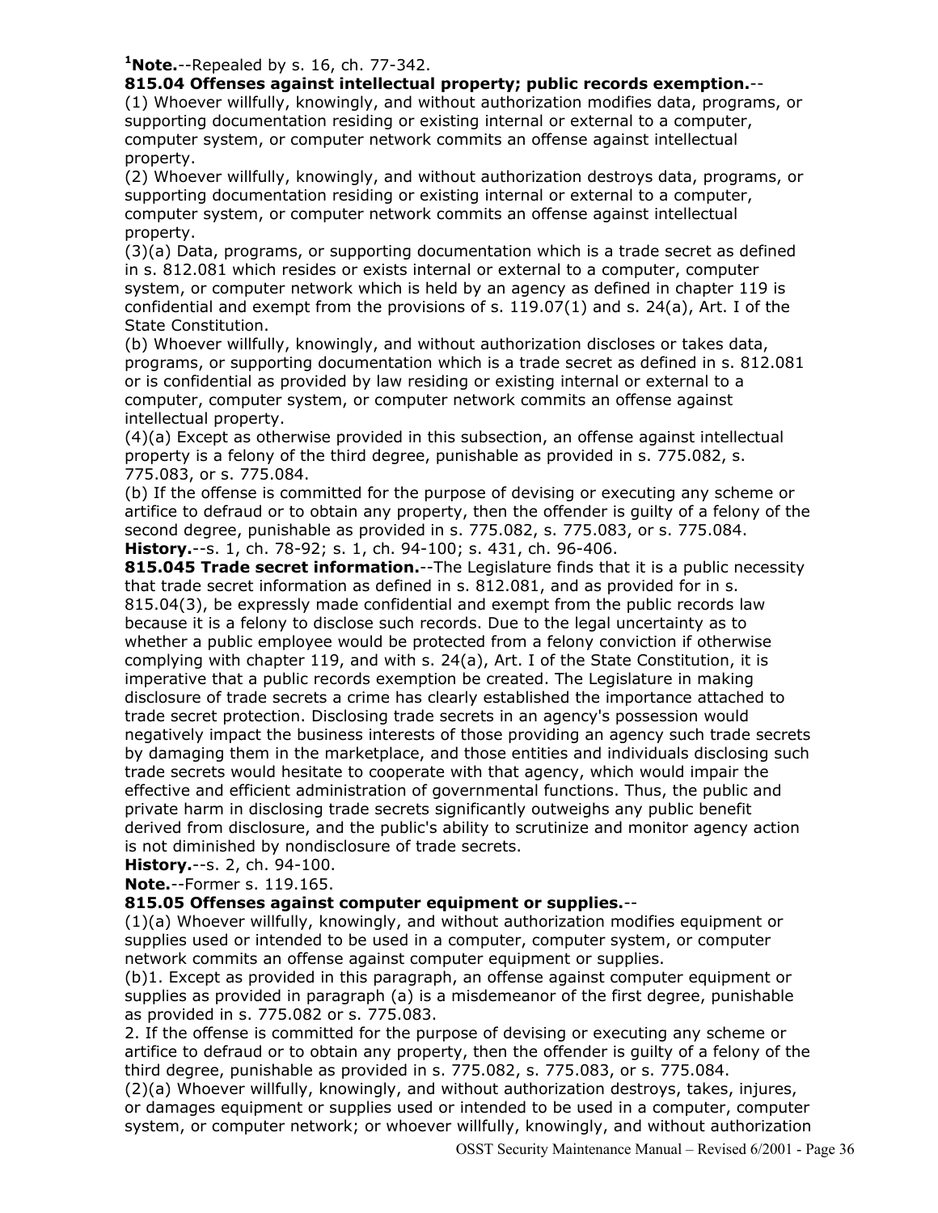[1]**Note.**--Repealed by s. 16, ch. 77-342.

**815.04 Offenses against intellectual property; public records exemption.**--

(1) Whoever willfully, knowingly, and without authorization modifies data, programs, or supporting documentation residing or existing internal or external to a computer, computer system, or computer network commits an offense against intellectual property.

(2) Whoever willfully, knowingly, and without authorization destroys data, programs, or supporting documentation residing or existing internal or external to a computer, computer system, or computer network commits an offense against intellectual property.

(3)(a) Data, programs, or supporting documentation which is a trade secret as defined in s. 812.081 which resides or exists internal or external to a computer, computer system, or computer network which is held by an agency as defined in chapter 119 is confidential and exempt from the provisions of s. 119.07(1) and s. 24(a), Art. I of the State Constitution.

(b) Whoever willfully, knowingly, and without authorization discloses or takes data, programs, or supporting documentation which is a trade secret as defined in s. 812.081 or is confidential as provided by law residing or existing internal or external to a computer, computer system, or computer network commits an offense against intellectual property.

(4)(a) Except as otherwise provided in this subsection, an offense against intellectual property is a felony of the third degree, punishable as provided in s. 775.082, s. 775.083, or s. 775.084.

(b) If the offense is committed for the purpose of devising or executing any scheme or artifice to defraud or to obtain any property, then the offender is guilty of a felony of the second degree, punishable as provided in s. 775.082, s. 775.083, or s. 775.084.

**History.**--s. 1, ch. 78-92; s. 1, ch. 94-100; s. 431, ch. 96-406.

**815.045 Trade secret information.**--The Legislature finds that it is a public necessity that trade secret information as defined in s. 812.081, and as provided for in s. 815.04(3), be expressly made confidential and exempt from the public records law because it is a felony to disclose such records. Due to the legal uncertainty as to whether a public employee would be protected from a felony conviction if otherwise complying with chapter 119, and with s. 24(a), Art. I of the State Constitution, it is imperative that a public records exemption be created. The Legislature in making disclosure of trade secrets a crime has clearly established the importance attached to trade secret protection. Disclosing trade secrets in an agency's possession would negatively impact the business interests of those providing an agency such trade secrets by damaging them in the marketplace, and those entities and individuals disclosing such trade secrets would hesitate to cooperate with that agency, which would impair the effective and efficient administration of governmental functions. Thus, the public and private harm in disclosing trade secrets significantly outweighs any public benefit derived from disclosure, and the public's ability to scrutinize and monitor agency action is not diminished by nondisclosure of trade secrets.

**History.**--s. 2, ch. 94-100.

**Note.**--Former s. 119.165.

**815.05 Offenses against computer equipment or supplies.**--

(1)(a) Whoever willfully, knowingly, and without authorization modifies equipment or supplies used or intended to be used in a computer, computer system, or computer network commits an offense against computer equipment or supplies.

(b)1. Except as provided in this paragraph, an offense against computer equipment or supplies as provided in paragraph (a) is a misdemeanor of the first degree, punishable as provided in s. 775.082 or s. 775.083.

2. If the offense is committed for the purpose of devising or executing any scheme or artifice to defraud or to obtain any property, then the offender is guilty of a felony of the third degree, punishable as provided in s. 775.082, s. 775.083, or s. 775.084.

(2)(a) Whoever willfully, knowingly, and without authorization destroys, takes, injures, or damages equipment or supplies used or intended to be used in a computer, computer system, or computer network; or whoever willfully, knowingly, and without authorization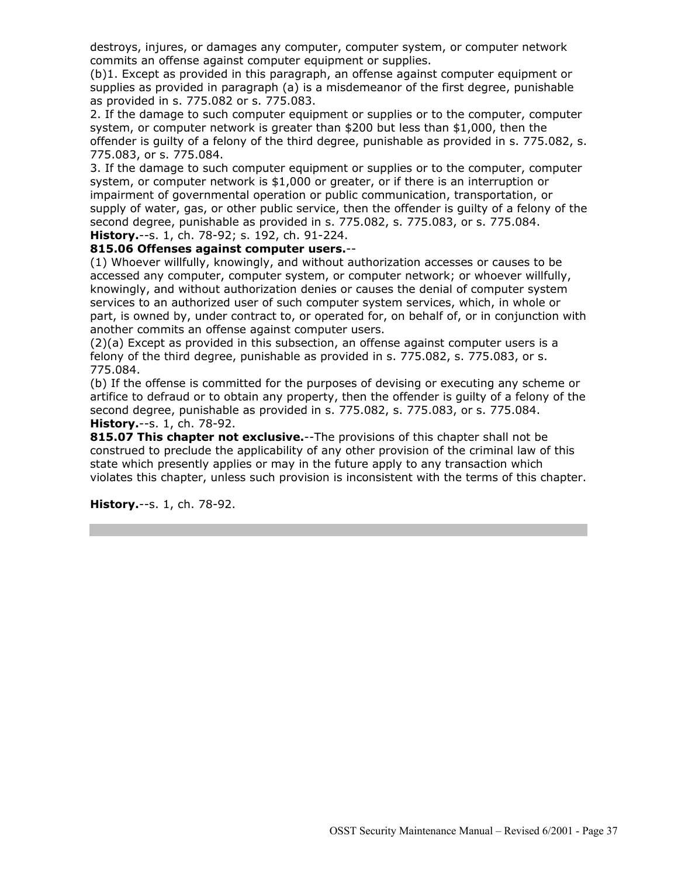destroys, injures, or damages any computer, computer system, or computer network commits an offense against computer equipment or supplies.

(b)1. Except as provided in this paragraph, an offense against computer equipment or supplies as provided in paragraph (a) is a misdemeanor of the first degree, punishable as provided in s. 775.082 or s. 775.083.

2. If the damage to such computer equipment or supplies or to the computer, computer system, or computer network is greater than $200 but less than $1,000, then the offender is guilty of a felony of the third degree, punishable as provided in s. 775.082, s. 775.083, or s. 775.084.

3. If the damage to such computer equipment or supplies or to the computer, computer system, or computer network is $1,000 or greater, or if there is an interruption or impairment of governmental operation or public communication, transportation, or supply of water, gas, or other public service, then the offender is guilty of a felony of the second degree, punishable as provided in s. 775.082, s. 775.083, or s. 775.084.

**History.**--s. 1, ch. 78-92; s. 192, ch. 91-224.

**815.06 Offenses against computer users.**--

(1) Whoever willfully, knowingly, and without authorization accesses or causes to be accessed any computer, computer system, or computer network; or whoever willfully, knowingly, and without authorization denies or causes the denial of computer system services to an authorized user of such computer system services, which, in whole or part, is owned by, under contract to, or operated for, on behalf of, or in conjunction with another commits an offense against computer users.

(2)(a) Except as provided in this subsection, an offense against computer users is a felony of the third degree, punishable as provided in s. 775.082, s. 775.083, or s. 775.084.

(b) If the offense is committed for the purposes of devising or executing any scheme or artifice to defraud or to obtain any property, then the offender is guilty of a felony of the second degree, punishable as provided in s. 775.082, s. 775.083, or s. 775.084.

**History.**--s. 1, ch. 78-92.

**815.07 This chapter not exclusive.**--The provisions of this chapter shall not be construed to preclude the applicability of any other provision of the criminal law of this state which presently applies or may in the future apply to any transaction which violates this chapter, unless such provision is inconsistent with the terms of this chapter.

**History.**--s. 1, ch. 78-92.